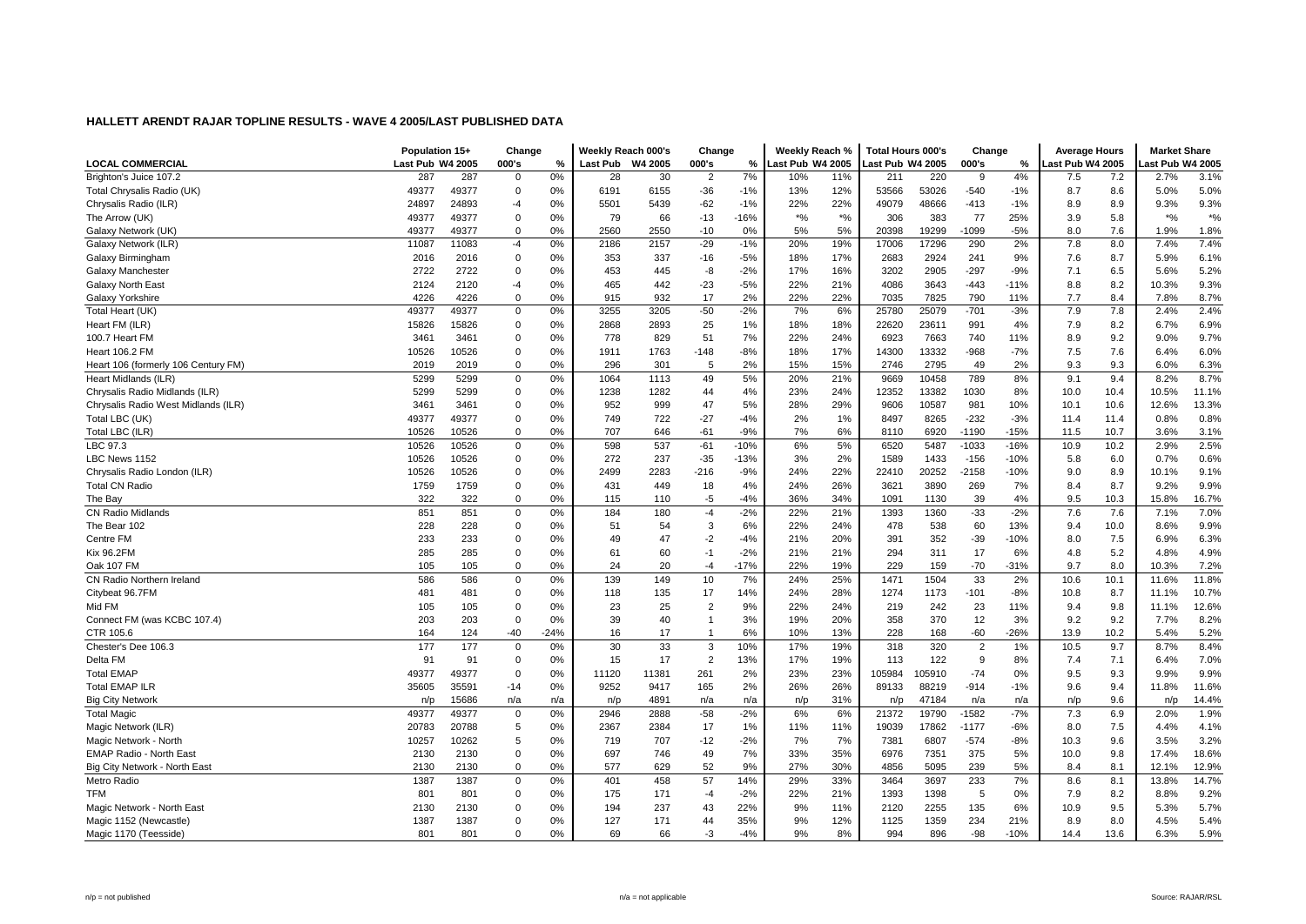# HALLETT ARENDT RAJAR TOPLINE RESULTS - WAVE 4 2005/LAST PUBLISHED DATA

| LOCAL COMMERCIAL | Population 15+ Last Pub | Population 15+ W4 2005 | Change 000's | Change % | Weekly Reach 000's Last Pub | Weekly Reach 000's W4 2005 | Change 000's | Change % | Weekly Reach % Last Pub | Weekly Reach % W4 2005 | Total Hours 000's Last Pub | Total Hours 000's W4 2005 | Change 000's | Change % | Average Hours Last Pub | Average Hours W4 2005 | Market Share Last Pub | Market Share W4 2005 |
|---|---|---|---|---|---|---|---|---|---|---|---|---|---|---|---|---|---|---|
| Brighton's Juice 107.2 | 287 | 287 | 0 | 0% | 28 | 30 | 2 | 7% | 10% | 11% | 211 | 220 | 9 | 4% | 7.5 | 7.2 | 2.7% | 3.1% |
| Total Chrysalis Radio (UK) | 49377 | 49377 | 0 | 0% | 6191 | 6155 | -36 | -1% | 13% | 12% | 53566 | 53026 | -540 | -1% | 8.7 | 8.6 | 5.0% | 5.0% |
| Chrysalis Radio (ILR) | 24897 | 24893 | -4 | 0% | 5501 | 5439 | -62 | -1% | 22% | 22% | 49079 | 48666 | -413 | -1% | 8.9 | 8.9 | 9.3% | 9.3% |
| The Arrow (UK) | 49377 | 49377 | 0 | 0% | 79 | 66 | -13 | -16% | *% | *% | 306 | 383 | 77 | 25% | 3.9 | 5.8 | *% | *% |
| Galaxy Network (UK) | 49377 | 49377 | 0 | 0% | 2560 | 2550 | -10 | 0% | 5% | 5% | 20398 | 19299 | -1099 | -5% | 8.0 | 7.6 | 1.9% | 1.8% |
| Galaxy Network (ILR) | 11087 | 11083 | -4 | 0% | 2186 | 2157 | -29 | -1% | 20% | 19% | 17006 | 17296 | 290 | 2% | 7.8 | 8.0 | 7.4% | 7.4% |
| Galaxy Birmingham | 2016 | 2016 | 0 | 0% | 353 | 337 | -16 | -5% | 18% | 17% | 2683 | 2924 | 241 | 9% | 7.6 | 8.7 | 5.9% | 6.1% |
| Galaxy Manchester | 2722 | 2722 | 0 | 0% | 453 | 445 | -8 | -2% | 17% | 16% | 3202 | 2905 | -297 | -9% | 7.1 | 6.5 | 5.6% | 5.2% |
| Galaxy North East | 2124 | 2120 | -4 | 0% | 465 | 442 | -23 | -5% | 22% | 21% | 4086 | 3643 | -443 | -11% | 8.8 | 8.2 | 10.3% | 9.3% |
| Galaxy Yorkshire | 4226 | 4226 | 0 | 0% | 915 | 932 | 17 | 2% | 22% | 22% | 7035 | 7825 | 790 | 11% | 7.7 | 8.4 | 7.8% | 8.7% |
| Total Heart (UK) | 49377 | 49377 | 0 | 0% | 3255 | 3205 | -50 | -2% | 7% | 6% | 25780 | 25079 | -701 | -3% | 7.9 | 7.8 | 2.4% | 2.4% |
| Heart FM (ILR) | 15826 | 15826 | 0 | 0% | 2868 | 2893 | 25 | 1% | 18% | 18% | 22620 | 23611 | 991 | 4% | 7.9 | 8.2 | 6.7% | 6.9% |
| 100.7 Heart FM | 3461 | 3461 | 0 | 0% | 778 | 829 | 51 | 7% | 22% | 24% | 6923 | 7663 | 740 | 11% | 8.9 | 9.2 | 9.0% | 9.7% |
| Heart 106.2 FM | 10526 | 10526 | 0 | 0% | 1911 | 1763 | -148 | -8% | 18% | 17% | 14300 | 13332 | -968 | -7% | 7.5 | 7.6 | 6.4% | 6.0% |
| Heart 106 (formerly 106 Century FM) | 2019 | 2019 | 0 | 0% | 296 | 301 | 5 | 2% | 15% | 15% | 2746 | 2795 | 49 | 2% | 9.3 | 9.3 | 6.0% | 6.3% |
| Heart Midlands (ILR) | 5299 | 5299 | 0 | 0% | 1064 | 1113 | 49 | 5% | 20% | 21% | 9669 | 10458 | 789 | 8% | 9.1 | 9.4 | 8.2% | 8.7% |
| Chrysalis Radio Midlands (ILR) | 5299 | 5299 | 0 | 0% | 1238 | 1282 | 44 | 4% | 23% | 24% | 12352 | 13382 | 1030 | 8% | 10.0 | 10.4 | 10.5% | 11.1% |
| Chrysalis Radio West Midlands (ILR) | 3461 | 3461 | 0 | 0% | 952 | 999 | 47 | 5% | 28% | 29% | 9606 | 10587 | 981 | 10% | 10.1 | 10.6 | 12.6% | 13.3% |
| Total LBC (UK) | 49377 | 49377 | 0 | 0% | 749 | 722 | -27 | -4% | 2% | 1% | 8497 | 8265 | -232 | -3% | 11.4 | 11.4 | 0.8% | 0.8% |
| Total LBC (ILR) | 10526 | 10526 | 0 | 0% | 707 | 646 | -61 | -9% | 7% | 6% | 8110 | 6920 | -1190 | -15% | 11.5 | 10.7 | 3.6% | 3.1% |
| LBC 97.3 | 10526 | 10526 | 0 | 0% | 598 | 537 | -61 | -10% | 6% | 5% | 6520 | 5487 | -1033 | -16% | 10.9 | 10.2 | 2.9% | 2.5% |
| LBC News 1152 | 10526 | 10526 | 0 | 0% | 272 | 237 | -35 | -13% | 3% | 2% | 1589 | 1433 | -156 | -10% | 5.8 | 6.0 | 0.7% | 0.6% |
| Chrysalis Radio London (ILR) | 10526 | 10526 | 0 | 0% | 2499 | 2283 | -216 | -9% | 24% | 22% | 22410 | 20252 | -2158 | -10% | 9.0 | 8.9 | 10.1% | 9.1% |
| Total CN Radio | 1759 | 1759 | 0 | 0% | 431 | 449 | 18 | 4% | 24% | 26% | 3621 | 3890 | 269 | 7% | 8.4 | 8.7 | 9.2% | 9.9% |
| The Bay | 322 | 322 | 0 | 0% | 115 | 110 | -5 | -4% | 36% | 34% | 1091 | 1130 | 39 | 4% | 9.5 | 10.3 | 15.8% | 16.7% |
| CN Radio Midlands | 851 | 851 | 0 | 0% | 184 | 180 | -4 | -2% | 22% | 21% | 1393 | 1360 | -33 | -2% | 7.6 | 7.6 | 7.1% | 7.0% |
| The Bear 102 | 228 | 228 | 0 | 0% | 51 | 54 | 3 | 6% | 22% | 24% | 478 | 538 | 60 | 13% | 9.4 | 10.0 | 8.6% | 9.9% |
| Centre FM | 233 | 233 | 0 | 0% | 49 | 47 | -2 | -4% | 21% | 20% | 391 | 352 | -39 | -10% | 8.0 | 7.5 | 6.9% | 6.3% |
| Kix 96.2FM | 285 | 285 | 0 | 0% | 61 | 60 | -1 | -2% | 21% | 21% | 294 | 311 | 17 | 6% | 4.8 | 5.2 | 4.8% | 4.9% |
| Oak 107 FM | 105 | 105 | 0 | 0% | 24 | 20 | -4 | -17% | 22% | 19% | 229 | 159 | -70 | -31% | 9.7 | 8.0 | 10.3% | 7.2% |
| CN Radio Northern Ireland | 586 | 586 | 0 | 0% | 139 | 149 | 10 | 7% | 24% | 25% | 1471 | 1504 | 33 | 2% | 10.6 | 10.1 | 11.6% | 11.8% |
| Citybeat 96.7FM | 481 | 481 | 0 | 0% | 118 | 135 | 17 | 14% | 24% | 28% | 1274 | 1173 | -101 | -8% | 10.8 | 8.7 | 11.1% | 10.7% |
| Mid FM | 105 | 105 | 0 | 0% | 23 | 25 | 2 | 9% | 22% | 24% | 219 | 242 | 23 | 11% | 9.4 | 9.8 | 11.1% | 12.6% |
| Connect FM (was KCBC 107.4) | 203 | 203 | 0 | 0% | 39 | 40 | 1 | 3% | 19% | 20% | 358 | 370 | 12 | 3% | 9.2 | 9.2 | 7.7% | 8.2% |
| CTR 105.6 | 164 | 124 | -40 | -24% | 16 | 17 | 1 | 6% | 10% | 13% | 228 | 168 | -60 | -26% | 13.9 | 10.2 | 5.4% | 5.2% |
| Chester's Dee 106.3 | 177 | 177 | 0 | 0% | 30 | 33 | 3 | 10% | 17% | 19% | 318 | 320 | 2 | 1% | 10.5 | 9.7 | 8.7% | 8.4% |
| Delta FM | 91 | 91 | 0 | 0% | 15 | 17 | 2 | 13% | 17% | 19% | 113 | 122 | 9 | 8% | 7.4 | 7.1 | 6.4% | 7.0% |
| Total EMAP | 49377 | 49377 | 0 | 0% | 11120 | 11381 | 261 | 2% | 23% | 23% | 105984 | 105910 | -74 | 0% | 9.5 | 9.3 | 9.9% | 9.9% |
| Total EMAP ILR | 35605 | 35591 | -14 | 0% | 9252 | 9417 | 165 | 2% | 26% | 26% | 89133 | 88219 | -914 | -1% | 9.6 | 9.4 | 11.8% | 11.6% |
| Big City Network | n/p | 15686 | n/a | n/a | n/p | 4891 | n/a | n/a | n/p | 31% | n/p | 47184 | n/a | n/a | n/p | 9.6 | n/p | 14.4% |
| Total Magic | 49377 | 49377 | 0 | 0% | 2946 | 2888 | -58 | -2% | 6% | 6% | 21372 | 19790 | -1582 | -7% | 7.3 | 6.9 | 2.0% | 1.9% |
| Magic Network (ILR) | 20783 | 20788 | 5 | 0% | 2367 | 2384 | 17 | 1% | 11% | 11% | 19039 | 17862 | -1177 | -6% | 8.0 | 7.5 | 4.4% | 4.1% |
| Magic Network - North | 10257 | 10262 | 5 | 0% | 719 | 707 | -12 | -2% | 7% | 7% | 7381 | 6807 | -574 | -8% | 10.3 | 9.6 | 3.5% | 3.2% |
| EMAP Radio - North East | 2130 | 2130 | 0 | 0% | 697 | 746 | 49 | 7% | 33% | 35% | 6976 | 7351 | 375 | 5% | 10.0 | 9.8 | 17.4% | 18.6% |
| Big City Network - North East | 2130 | 2130 | 0 | 0% | 577 | 629 | 52 | 9% | 27% | 30% | 4856 | 5095 | 239 | 5% | 8.4 | 8.1 | 12.1% | 12.9% |
| Metro Radio | 1387 | 1387 | 0 | 0% | 401 | 458 | 57 | 14% | 29% | 33% | 3464 | 3697 | 233 | 7% | 8.6 | 8.1 | 13.8% | 14.7% |
| TFM | 801 | 801 | 0 | 0% | 175 | 171 | -4 | -2% | 22% | 21% | 1393 | 1398 | 5 | 0% | 7.9 | 8.2 | 8.8% | 9.2% |
| Magic Network - North East | 2130 | 2130 | 0 | 0% | 194 | 237 | 43 | 22% | 9% | 11% | 2120 | 2255 | 135 | 6% | 10.9 | 9.5 | 5.3% | 5.7% |
| Magic 1152 (Newcastle) | 1387 | 1387 | 0 | 0% | 127 | 171 | 44 | 35% | 9% | 12% | 1125 | 1359 | 234 | 21% | 8.9 | 8.0 | 4.5% | 5.4% |
| Magic 1170 (Teesside) | 801 | 801 | 0 | 0% | 69 | 66 | -3 | -4% | 9% | 8% | 994 | 896 | -98 | -10% | 14.4 | 13.6 | 6.3% | 5.9% |

n/p = not published | n/a = not applicable | Source: RAJAR/RSL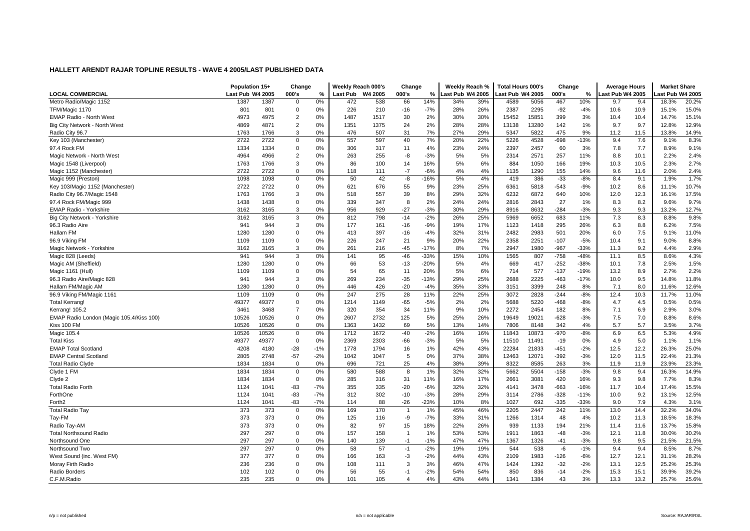**HALLETT ARENDT RAJAR TOPLINE RESULTS - WAVE 4 2005/LAST PUBLISHED DATA**

| LOCAL COMMERCIAL | Population 15+ | | Change | | Weekly Reach 000's | | Change | | Weekly Reach % | | Total Hours 000's | | Change | | Average Hours | | Market Share | |
|---|---|---|---|---|---|---|---|---|---|---|---|---|---|---|---|---|---|---|
| | Last Pub | W4 2005 | 000's | % | Last Pub | W4 2005 | 000's | % | Last Pub | W4 2005 | Last Pub | W4 2005 | 000's | % | Last Pub | W4 2005 | Last Pub | W4 2005 |
| Metro Radio/Magic 1152 | 1387 | 1387 | 0 | 0% | 472 | 538 | 66 | 14% | 34% | 39% | 4589 | 5056 | 467 | 10% | 9.7 | 9.4 | 18.3% | 20.2% |
| TFM/Magic 1170 | 801 | 801 | 0 | 0% | 226 | 210 | -16 | -7% | 28% | 26% | 2387 | 2295 | -92 | -4% | 10.6 | 10.9 | 15.1% | 15.0% |
| EMAP Radio - North West | 4973 | 4975 | 2 | 0% | 1487 | 1517 | 30 | 2% | 30% | 30% | 15452 | 15851 | 399 | 3% | 10.4 | 10.4 | 14.7% | 15.1% |
| Big City Network - North West | 4869 | 4871 | 2 | 0% | 1351 | 1375 | 24 | 2% | 28% | 28% | 13138 | 13280 | 142 | 1% | 9.7 | 9.7 | 12.8% | 12.9% |
| Radio City 96.7 | 1763 | 1766 | 3 | 0% | 476 | 507 | 31 | 7% | 27% | 29% | 5347 | 5822 | 475 | 9% | 11.2 | 11.5 | 13.8% | 14.9% |
| Key 103 (Manchester) | 2722 | 2722 | 0 | 0% | 557 | 597 | 40 | 7% | 20% | 22% | 5226 | 4528 | -698 | -13% | 9.4 | 7.6 | 9.1% | 8.3% |
| 97.4 Rock FM | 1334 | 1334 | 0 | 0% | 306 | 317 | 11 | 4% | 23% | 24% | 2397 | 2457 | 60 | 3% | 7.8 | 7.7 | 8.9% | 9.1% |
| Magic Network - North West | 4964 | 4966 | 2 | 0% | 263 | 255 | -8 | -3% | 5% | 5% | 2314 | 2571 | 257 | 11% | 8.8 | 10.1 | 2.2% | 2.4% |
| Magic 1548 (Liverpool) | 1763 | 1766 | 3 | 0% | 86 | 100 | 14 | 16% | 5% | 6% | 884 | 1050 | 166 | 19% | 10.3 | 10.5 | 2.3% | 2.7% |
| Magic 1152 (Manchester) | 2722 | 2722 | 0 | 0% | 118 | 111 | -7 | -6% | 4% | 4% | 1135 | 1290 | 155 | 14% | 9.6 | 11.6 | 2.0% | 2.4% |
| Magic 999 (Preston) | 1098 | 1098 | 0 | 0% | 50 | 42 | -8 | -16% | 5% | 4% | 419 | 386 | -33 | -8% | 8.4 | 9.1 | 1.9% | 1.7% |
| Key 103/Magic 1152 (Manchester) | 2722 | 2722 | 0 | 0% | 621 | 676 | 55 | 9% | 23% | 25% | 6361 | 5818 | -543 | -9% | 10.2 | 8.6 | 11.1% | 10.7% |
| Radio City 96.7/Magic 1548 | 1763 | 1766 | 3 | 0% | 518 | 557 | 39 | 8% | 29% | 32% | 6232 | 6872 | 640 | 10% | 12.0 | 12.3 | 16.1% | 17.5% |
| 97.4 Rock FM/Magic 999 | 1438 | 1438 | 0 | 0% | 339 | 347 | 8 | 2% | 24% | 24% | 2816 | 2843 | 27 | 1% | 8.3 | 8.2 | 9.6% | 9.7% |
| EMAP Radio - Yorkshire | 3162 | 3165 | 3 | 0% | 956 | 929 | -27 | -3% | 30% | 29% | 8916 | 8632 | -284 | -3% | 9.3 | 9.3 | 13.2% | 12.7% |
| Big City Network - Yorkshire | 3162 | 3165 | 3 | 0% | 812 | 798 | -14 | -2% | 26% | 25% | 5969 | 6652 | 683 | 11% | 7.3 | 8.3 | 8.8% | 9.8% |
| 96.3 Radio Aire | 941 | 944 | 3 | 0% | 177 | 161 | -16 | -9% | 19% | 17% | 1123 | 1418 | 295 | 26% | 6.3 | 8.8 | 6.2% | 7.5% |
| Hallam FM | 1280 | 1280 | 0 | 0% | 413 | 397 | -16 | -4% | 32% | 31% | 2482 | 2983 | 501 | 20% | 6.0 | 7.5 | 9.1% | 11.0% |
| 96.9 Viking FM | 1109 | 1109 | 0 | 0% | 226 | 247 | 21 | 9% | 20% | 22% | 2358 | 2251 | -107 | -5% | 10.4 | 9.1 | 9.0% | 8.8% |
| Magic Network - Yorkshire | 3162 | 3165 | 3 | 0% | 261 | 216 | -45 | -17% | 8% | 7% | 2947 | 1980 | -967 | -33% | 11.3 | 9.2 | 4.4% | 2.9% |
| Magic 828 (Leeds) | 941 | 944 | 3 | 0% | 141 | 95 | -46 | -33% | 15% | 10% | 1565 | 807 | -758 | -48% | 11.1 | 8.5 | 8.6% | 4.3% |
| Magic AM (Sheffield) | 1280 | 1280 | 0 | 0% | 66 | 53 | -13 | -20% | 5% | 4% | 669 | 417 | -252 | -38% | 10.1 | 7.8 | 2.5% | 1.5% |
| Magic 1161 (Hull) | 1109 | 1109 | 0 | 0% | 54 | 65 | 11 | 20% | 5% | 6% | 714 | 577 | -137 | -19% | 13.2 | 8.9 | 2.7% | 2.2% |
| 96.3 Radio Aire/Magic 828 | 941 | 944 | 3 | 0% | 269 | 234 | -35 | -13% | 29% | 25% | 2688 | 2225 | -463 | -17% | 10.0 | 9.5 | 14.8% | 11.8% |
| Hallam FM/Magic AM | 1280 | 1280 | 0 | 0% | 446 | 426 | -20 | -4% | 35% | 33% | 3151 | 3399 | 248 | 8% | 7.1 | 8.0 | 11.6% | 12.6% |
| 96.9 Viking FM/Magic 1161 | 1109 | 1109 | 0 | 0% | 247 | 275 | 28 | 11% | 22% | 25% | 3072 | 2828 | -244 | -8% | 12.4 | 10.3 | 11.7% | 11.0% |
| Total Kerrang! | 49377 | 49377 | 0 | 0% | 1214 | 1149 | -65 | -5% | 2% | 2% | 5688 | 5220 | -468 | -8% | 4.7 | 4.5 | 0.5% | 0.5% |
| Kerrang! 105.2 | 3461 | 3468 | 7 | 0% | 320 | 354 | 34 | 11% | 9% | 10% | 2272 | 2454 | 182 | 8% | 7.1 | 6.9 | 2.9% | 3.0% |
| EMAP Radio London (Magic 105.4/Kiss 100) | 10526 | 10526 | 0 | 0% | 2607 | 2732 | 125 | 5% | 25% | 26% | 19649 | 19021 | -628 | -3% | 7.5 | 7.0 | 8.8% | 8.6% |
| Kiss 100 FM | 10526 | 10526 | 0 | 0% | 1363 | 1432 | 69 | 5% | 13% | 14% | 7806 | 8148 | 342 | 4% | 5.7 | 5.7 | 3.5% | 3.7% |
| Magic 105.4 | 10526 | 10526 | 0 | 0% | 1712 | 1672 | -40 | -2% | 16% | 16% | 11843 | 10873 | -970 | -8% | 6.9 | 6.5 | 5.3% | 4.9% |
| Total Kiss | 49377 | 49377 | 0 | 0% | 2369 | 2303 | -66 | -3% | 5% | 5% | 11510 | 11491 | -19 | 0% | 4.9 | 5.0 | 1.1% | 1.1% |
| EMAP Total Scotland | 4208 | 4180 | -28 | -1% | 1778 | 1794 | 16 | 1% | 42% | 43% | 22284 | 21833 | -451 | -2% | 12.5 | 12.2 | 26.3% | 25.0% |
| EMAP Central Scotland | 2805 | 2748 | -57 | -2% | 1042 | 1047 | 5 | 0% | 37% | 38% | 12463 | 12071 | -392 | -3% | 12.0 | 11.5 | 22.4% | 21.3% |
| Total Radio Clyde | 1834 | 1834 | 0 | 0% | 696 | 721 | 25 | 4% | 38% | 39% | 8322 | 8585 | 263 | 3% | 11.9 | 11.9 | 23.9% | 23.3% |
| Clyde 1 FM | 1834 | 1834 | 0 | 0% | 580 | 588 | 8 | 1% | 32% | 32% | 5662 | 5504 | -158 | -3% | 9.8 | 9.4 | 16.3% | 14.9% |
| Clyde 2 | 1834 | 1834 | 0 | 0% | 285 | 316 | 31 | 11% | 16% | 17% | 2661 | 3081 | 420 | 16% | 9.3 | 9.8 | 7.7% | 8.3% |
| Total Radio Forth | 1124 | 1041 | -83 | -7% | 355 | 335 | -20 | -6% | 32% | 32% | 4141 | 3478 | -663 | -16% | 11.7 | 10.4 | 17.4% | 15.5% |
| ForthOne | 1124 | 1041 | -83 | -7% | 312 | 302 | -10 | -3% | 28% | 29% | 3114 | 2786 | -328 | -11% | 10.0 | 9.2 | 13.1% | 12.5% |
| Forth2 | 1124 | 1041 | -83 | -7% | 114 | 88 | -26 | -23% | 10% | 8% | 1027 | 692 | -335 | -33% | 9.0 | 7.9 | 4.3% | 3.1% |
| Total Radio Tay | 373 | 373 | 0 | 0% | 169 | 170 | 1 | 1% | 45% | 46% | 2205 | 2447 | 242 | 11% | 13.0 | 14.4 | 32.2% | 34.0% |
| Tay-FM | 373 | 373 | 0 | 0% | 125 | 116 | -9 | -7% | 33% | 31% | 1266 | 1314 | 48 | 4% | 10.2 | 11.3 | 18.5% | 18.3% |
| Radio Tay-AM | 373 | 373 | 0 | 0% | 82 | 97 | 15 | 18% | 22% | 26% | 939 | 1133 | 194 | 21% | 11.4 | 11.6 | 13.7% | 15.8% |
| Total Northsound Radio | 297 | 297 | 0 | 0% | 157 | 158 | 1 | 1% | 53% | 53% | 1911 | 1863 | -48 | -3% | 12.1 | 11.8 | 30.0% | 30.2% |
| Northsound One | 297 | 297 | 0 | 0% | 140 | 139 | -1 | -1% | 47% | 47% | 1367 | 1326 | -41 | -3% | 9.8 | 9.5 | 21.5% | 21.5% |
| Northsound Two | 297 | 297 | 0 | 0% | 58 | 57 | -1 | -2% | 19% | 19% | 544 | 538 | -6 | -1% | 9.4 | 9.4 | 8.5% | 8.7% |
| West Sound (inc. West FM) | 377 | 377 | 0 | 0% | 166 | 163 | -3 | -2% | 44% | 43% | 2109 | 1983 | -126 | -6% | 12.7 | 12.1 | 31.1% | 28.2% |
| Moray Firth Radio | 236 | 236 | 0 | 0% | 108 | 111 | 3 | 3% | 46% | 47% | 1424 | 1392 | -32 | -2% | 13.1 | 12.5 | 25.2% | 25.3% |
| Radio Borders | 102 | 102 | 0 | 0% | 56 | 55 | -1 | -2% | 54% | 54% | 850 | 836 | -14 | -2% | 15.3 | 15.1 | 39.9% | 39.2% |
| C.F.M.Radio | 235 | 235 | 0 | 0% | 101 | 105 | 4 | 4% | 43% | 44% | 1341 | 1384 | 43 | 3% | 13.3 | 13.2 | 25.7% | 25.6% |

n/p = not published | n/a = not applicable | Source: RAJAR/RSL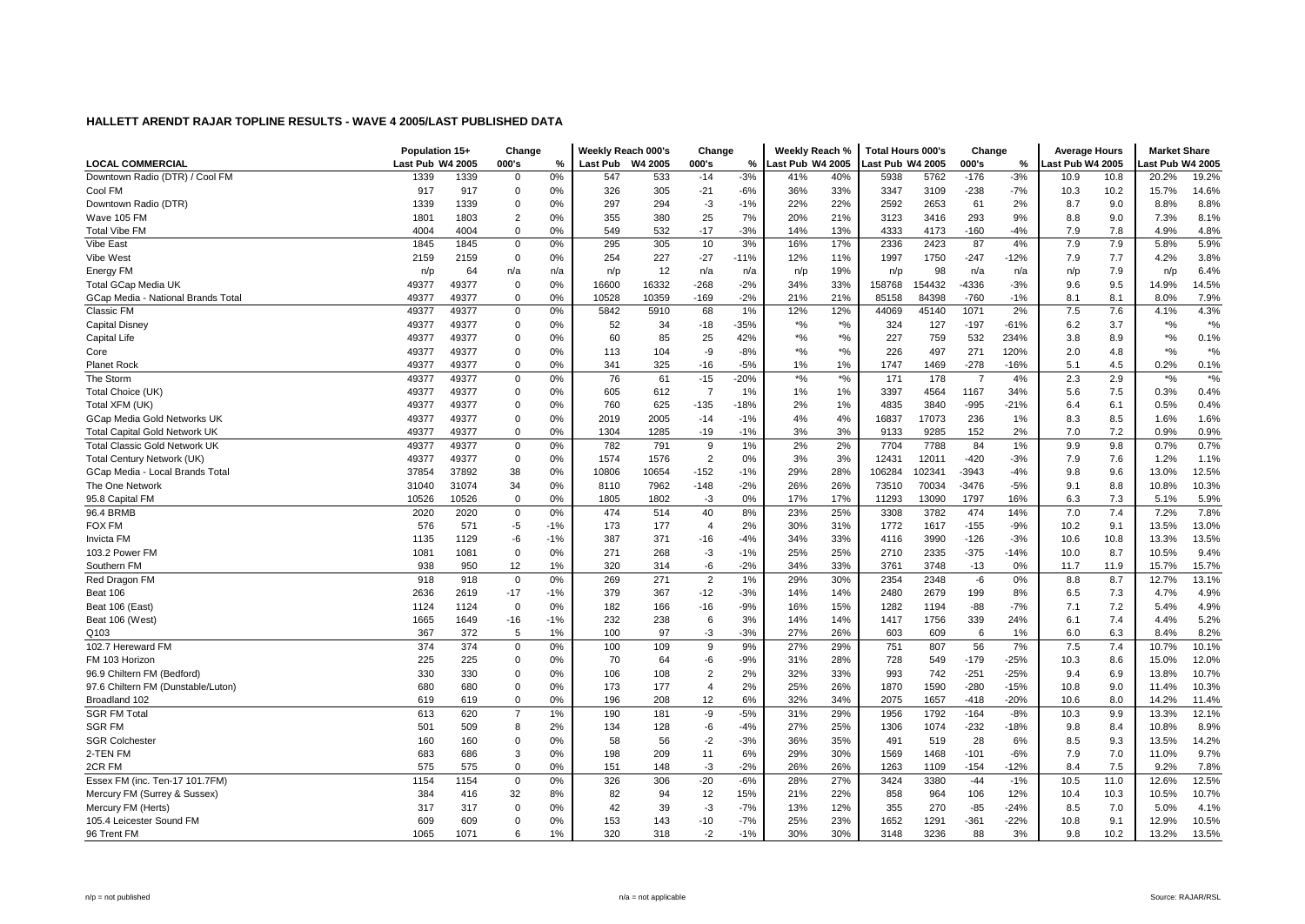## HALLETT ARENDT RAJAR TOPLINE RESULTS - WAVE 4 2005/LAST PUBLISHED DATA

| LOCAL COMMERCIAL | Population 15+ | | Change | | Weekly Reach 000's | | Change | | Weekly Reach % | | Total Hours 000's | | Change | | Average Hours | | Market Share | |
|---|---|---|---|---|---|---|---|---|---|---|---|---|---|---|---|---|---|---|
| | Last Pub | W4 2005 | 000's | % | Last Pub | W4 2005 | 000's | % | Last Pub | W4 2005 | Last Pub | W4 2005 | 000's | % | Last Pub | W4 2005 | Last Pub | W4 2005 |
| Downtown Radio (DTR) / Cool FM | 1339 | 1339 | 0 | 0% | 547 | 533 | -14 | -3% | 41% | 40% | 5938 | 5762 | -176 | -3% | 10.9 | 10.8 | 20.2% | 19.2% |
| Cool FM | 917 | 917 | 0 | 0% | 326 | 305 | -21 | -6% | 36% | 33% | 3347 | 3109 | -238 | -7% | 10.3 | 10.2 | 15.7% | 14.6% |
| Downtown Radio (DTR) | 1339 | 1339 | 0 | 0% | 297 | 294 | -3 | -1% | 22% | 22% | 2592 | 2653 | 61 | 2% | 8.7 | 9.0 | 8.8% | 8.8% |
| Wave 105 FM | 1801 | 1803 | 2 | 0% | 355 | 380 | 25 | 7% | 20% | 21% | 3123 | 3416 | 293 | 9% | 8.8 | 9.0 | 7.3% | 8.1% |
| Total Vibe FM | 4004 | 4004 | 0 | 0% | 549 | 532 | -17 | -3% | 14% | 13% | 4333 | 4173 | -160 | -4% | 7.9 | 7.8 | 4.9% | 4.8% |
| Vibe East | 1845 | 1845 | 0 | 0% | 295 | 305 | 10 | 3% | 16% | 17% | 2336 | 2423 | 87 | 4% | 7.9 | 7.9 | 5.8% | 5.9% |
| Vibe West | 2159 | 2159 | 0 | 0% | 254 | 227 | -27 | -11% | 12% | 11% | 1997 | 1750 | -247 | -12% | 7.9 | 7.7 | 4.2% | 3.8% |
| Energy FM | n/p | 64 | n/a | n/a | n/p | 12 | n/a | n/a | n/p | 19% | n/p | 98 | n/a | n/a | n/p | 7.9 | n/p | 6.4% |
| Total GCap Media UK | 49377 | 49377 | 0 | 0% | 16600 | 16332 | -268 | -2% | 34% | 33% | 158768 | 154432 | -4336 | -3% | 9.6 | 9.5 | 14.9% | 14.5% |
| GCap Media - National Brands Total | 49377 | 49377 | 0 | 0% | 10528 | 10359 | -169 | -2% | 21% | 21% | 85158 | 84398 | -760 | -1% | 8.1 | 8.1 | 8.0% | 7.9% |
| Classic FM | 49377 | 49377 | 0 | 0% | 5842 | 5910 | 68 | 1% | 12% | 12% | 44069 | 45140 | 1071 | 2% | 7.5 | 7.6 | 4.1% | 4.3% |
| Capital Disney | 49377 | 49377 | 0 | 0% | 52 | 34 | -18 | -35% | *% | *% | 324 | 127 | -197 | -61% | 6.2 | 3.7 | *% | *% |
| Capital Life | 49377 | 49377 | 0 | 0% | 60 | 85 | 25 | 42% | *% | *% | 227 | 759 | 532 | 234% | 3.8 | 8.9 | *% | 0.1% |
| Core | 49377 | 49377 | 0 | 0% | 113 | 104 | -9 | -8% | *% | *% | 226 | 497 | 271 | 120% | 2.0 | 4.8 | *% | *% |
| Planet Rock | 49377 | 49377 | 0 | 0% | 341 | 325 | -16 | -5% | 1% | 1% | 1747 | 1469 | -278 | -16% | 5.1 | 4.5 | 0.2% | 0.1% |
| The Storm | 49377 | 49377 | 0 | 0% | 76 | 61 | -15 | -20% | *% | *% | 171 | 178 | 7 | 4% | 2.3 | 2.9 | *% | *% |
| Total Choice (UK) | 49377 | 49377 | 0 | 0% | 605 | 612 | 7 | 1% | 1% | 1% | 3397 | 4564 | 1167 | 34% | 5.6 | 7.5 | 0.3% | 0.4% |
| Total XFM (UK) | 49377 | 49377 | 0 | 0% | 760 | 625 | -135 | -18% | 2% | 1% | 4835 | 3840 | -995 | -21% | 6.4 | 6.1 | 0.5% | 0.4% |
| GCap Media Gold Networks UK | 49377 | 49377 | 0 | 0% | 2019 | 2005 | -14 | -1% | 4% | 4% | 16837 | 17073 | 236 | 1% | 8.3 | 8.5 | 1.6% | 1.6% |
| Total Capital Gold Network UK | 49377 | 49377 | 0 | 0% | 1304 | 1285 | -19 | -1% | 3% | 3% | 9133 | 9285 | 152 | 2% | 7.0 | 7.2 | 0.9% | 0.9% |
| Total Classic Gold Network UK | 49377 | 49377 | 0 | 0% | 782 | 791 | 9 | 1% | 2% | 2% | 7704 | 7788 | 84 | 1% | 9.9 | 9.8 | 0.7% | 0.7% |
| Total Century Network (UK) | 49377 | 49377 | 0 | 0% | 1574 | 1576 | 2 | 0% | 3% | 3% | 12431 | 12011 | -420 | -3% | 7.9 | 7.6 | 1.2% | 1.1% |
| GCap Media - Local Brands Total | 37854 | 37892 | 38 | 0% | 10806 | 10654 | -152 | -1% | 29% | 28% | 106284 | 102341 | -3943 | -4% | 9.8 | 9.6 | 13.0% | 12.5% |
| The One Network | 31040 | 31074 | 34 | 0% | 8110 | 7962 | -148 | -2% | 26% | 26% | 73510 | 70034 | -3476 | -5% | 9.1 | 8.8 | 10.8% | 10.3% |
| 95.8 Capital FM | 10526 | 10526 | 0 | 0% | 1805 | 1802 | -3 | 0% | 17% | 17% | 11293 | 13090 | 1797 | 16% | 6.3 | 7.3 | 5.1% | 5.9% |
| 96.4 BRMB | 2020 | 2020 | 0 | 0% | 474 | 514 | 40 | 8% | 23% | 25% | 3308 | 3782 | 474 | 14% | 7.0 | 7.4 | 7.2% | 7.8% |
| FOX FM | 576 | 571 | -5 | -1% | 173 | 177 | 4 | 2% | 30% | 31% | 1772 | 1617 | -155 | -9% | 10.2 | 9.1 | 13.5% | 13.0% |
| Invicta FM | 1135 | 1129 | -6 | -1% | 387 | 371 | -16 | -4% | 34% | 33% | 4116 | 3990 | -126 | -3% | 10.6 | 10.8 | 13.3% | 13.5% |
| 103.2 Power FM | 1081 | 1081 | 0 | 0% | 271 | 268 | -3 | -1% | 25% | 25% | 2710 | 2335 | -375 | -14% | 10.0 | 8.7 | 10.5% | 9.4% |
| Southern FM | 938 | 950 | 12 | 1% | 320 | 314 | -6 | -2% | 34% | 33% | 3761 | 3748 | -13 | 0% | 11.7 | 11.9 | 15.7% | 15.7% |
| Red Dragon FM | 918 | 918 | 0 | 0% | 269 | 271 | 2 | 1% | 29% | 30% | 2354 | 2348 | -6 | 0% | 8.8 | 8.7 | 12.7% | 13.1% |
| Beat 106 | 2636 | 2619 | -17 | -1% | 379 | 367 | -12 | -3% | 14% | 14% | 2480 | 2679 | 199 | 8% | 6.5 | 7.3 | 4.7% | 4.9% |
| Beat 106 (East) | 1124 | 1124 | 0 | 0% | 182 | 166 | -16 | -9% | 16% | 15% | 1282 | 1194 | -88 | -7% | 7.1 | 7.2 | 5.4% | 4.9% |
| Beat 106 (West) | 1665 | 1649 | -16 | -1% | 232 | 238 | 6 | 3% | 14% | 14% | 1417 | 1756 | 339 | 24% | 6.1 | 7.4 | 4.4% | 5.2% |
| Q103 | 367 | 372 | 5 | 1% | 100 | 97 | -3 | -3% | 27% | 26% | 603 | 609 | 6 | 1% | 6.0 | 6.3 | 8.4% | 8.2% |
| 102.7 Hereward FM | 374 | 374 | 0 | 0% | 100 | 109 | 9 | 9% | 27% | 29% | 751 | 807 | 56 | 7% | 7.5 | 7.4 | 10.7% | 10.1% |
| FM 103 Horizon | 225 | 225 | 0 | 0% | 70 | 64 | -6 | -9% | 31% | 28% | 728 | 549 | -179 | -25% | 10.3 | 8.6 | 15.0% | 12.0% |
| 96.9 Chiltern FM (Bedford) | 330 | 330 | 0 | 0% | 106 | 108 | 2 | 2% | 32% | 33% | 993 | 742 | -251 | -25% | 9.4 | 6.9 | 13.8% | 10.7% |
| 97.6 Chiltern FM (Dunstable/Luton) | 680 | 680 | 0 | 0% | 173 | 177 | 4 | 2% | 25% | 26% | 1870 | 1590 | -280 | -15% | 10.8 | 9.0 | 11.4% | 10.3% |
| Broadland 102 | 619 | 619 | 0 | 0% | 196 | 208 | 12 | 6% | 32% | 34% | 2075 | 1657 | -418 | -20% | 10.6 | 8.0 | 14.2% | 11.4% |
| SGR FM Total | 613 | 620 | 7 | 1% | 190 | 181 | -9 | -5% | 31% | 29% | 1956 | 1792 | -164 | -8% | 10.3 | 9.9 | 13.3% | 12.1% |
| SGR FM | 501 | 509 | 8 | 2% | 134 | 128 | -6 | -4% | 27% | 25% | 1306 | 1074 | -232 | -18% | 9.8 | 8.4 | 10.8% | 8.9% |
| SGR Colchester | 160 | 160 | 0 | 0% | 58 | 56 | -2 | -3% | 36% | 35% | 491 | 519 | 28 | 6% | 8.5 | 9.3 | 13.5% | 14.2% |
| 2-TEN FM | 683 | 686 | 3 | 0% | 198 | 209 | 11 | 6% | 29% | 30% | 1569 | 1468 | -101 | -6% | 7.9 | 7.0 | 11.0% | 9.7% |
| 2CR FM | 575 | 575 | 0 | 0% | 151 | 148 | -3 | -2% | 26% | 26% | 1263 | 1109 | -154 | -12% | 8.4 | 7.5 | 9.2% | 7.8% |
| Essex FM (inc. Ten-17 101.7FM) | 1154 | 1154 | 0 | 0% | 326 | 306 | -20 | -6% | 28% | 27% | 3424 | 3380 | -44 | -1% | 10.5 | 11.0 | 12.6% | 12.5% |
| Mercury FM (Surrey & Sussex) | 384 | 416 | 32 | 8% | 82 | 94 | 12 | 15% | 21% | 22% | 858 | 964 | 106 | 12% | 10.4 | 10.3 | 10.5% | 10.7% |
| Mercury FM (Herts) | 317 | 317 | 0 | 0% | 42 | 39 | -3 | -7% | 13% | 12% | 355 | 270 | -85 | -24% | 8.5 | 7.0 | 5.0% | 4.1% |
| 105.4 Leicester Sound FM | 609 | 609 | 0 | 0% | 153 | 143 | -10 | -7% | 25% | 23% | 1652 | 1291 | -361 | -22% | 10.8 | 9.1 | 12.9% | 10.5% |
| 96 Trent FM | 1065 | 1071 | 6 | 1% | 320 | 318 | -2 | -1% | 30% | 30% | 3148 | 3236 | 88 | 3% | 9.8 | 10.2 | 13.2% | 13.5% |

n/p = not published | n/a = not applicable | Source: RAJAR/RSL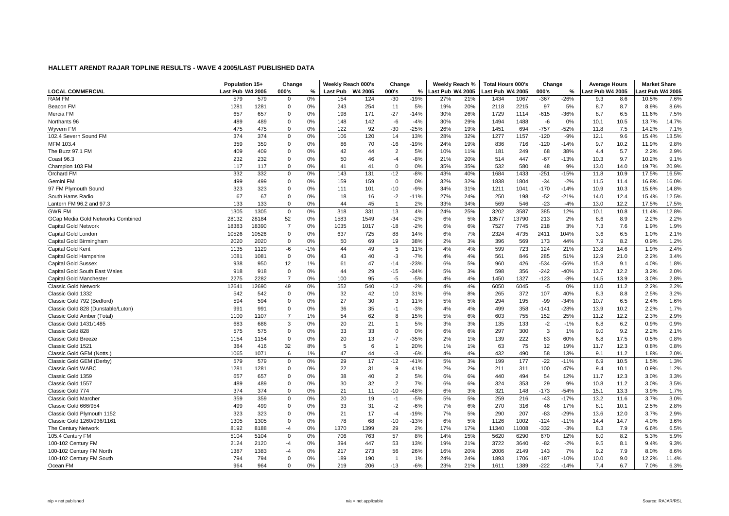## HALLETT ARENDT RAJAR TOPLINE RESULTS - WAVE 4 2005/LAST PUBLISHED DATA

| LOCAL COMMERCIAL | Population 15+ | | Change | | Weekly Reach 000's | | Change | | Weekly Reach % | | Total Hours 000's | | Change | | Average Hours | | Market Share | |
|---|---|---|---|---|---|---|---|---|---|---|---|---|---|---|---|---|---|---|
| | Last Pub | W4 2005 | 000's | % | Last Pub | W4 2005 | 000's | % | Last Pub | W4 2005 | Last Pub | W4 2005 | 000's | % | Last Pub | W4 2005 | Last Pub | W4 2005 |
| RAM FM | 579 | 579 | 0 | 0% | 154 | 124 | -30 | -19% | 27% | 21% | 1434 | 1067 | -367 | -26% | 9.3 | 8.6 | 10.5% | 7.6% |
| Beacon FM | 1281 | 1281 | 0 | 0% | 243 | 254 | 11 | 5% | 19% | 20% | 2118 | 2215 | 97 | 5% | 8.7 | 8.7 | 8.9% | 8.6% |
| Mercia FM | 657 | 657 | 0 | 0% | 198 | 171 | -27 | -14% | 30% | 26% | 1729 | 1114 | -615 | -36% | 8.7 | 6.5 | 11.6% | 7.5% |
| Northants 96 | 489 | 489 | 0 | 0% | 148 | 142 | -6 | -4% | 30% | 29% | 1494 | 1488 | -6 | 0% | 10.1 | 10.5 | 13.7% | 14.7% |
| Wyvern FM | 475 | 475 | 0 | 0% | 122 | 92 | -30 | -25% | 26% | 19% | 1451 | 694 | -757 | -52% | 11.8 | 7.5 | 14.2% | 7.1% |
| 102.4 Severn Sound FM | 374 | 374 | 0 | 0% | 106 | 120 | 14 | 13% | 28% | 32% | 1277 | 1157 | -120 | -9% | 12.1 | 9.6 | 15.4% | 13.5% |
| MFM 103.4 | 359 | 359 | 0 | 0% | 86 | 70 | -16 | -19% | 24% | 19% | 836 | 716 | -120 | -14% | 9.7 | 10.2 | 11.9% | 9.8% |
| The Buzz 97.1 FM | 409 | 409 | 0 | 0% | 42 | 44 | 2 | 5% | 10% | 11% | 181 | 249 | 68 | 38% | 4.4 | 5.7 | 2.2% | 2.9% |
| Coast 96.3 | 232 | 232 | 0 | 0% | 50 | 46 | -4 | -8% | 21% | 20% | 514 | 447 | -67 | -13% | 10.3 | 9.7 | 10.2% | 9.1% |
| Champion 103 FM | 117 | 117 | 0 | 0% | 41 | 41 | 0 | 0% | 35% | 35% | 532 | 580 | 48 | 9% | 13.0 | 14.0 | 19.7% | 20.9% |
| Orchard FM | 332 | 332 | 0 | 0% | 143 | 131 | -12 | -8% | 43% | 40% | 1684 | 1433 | -251 | -15% | 11.8 | 10.9 | 17.5% | 16.5% |
| Gemini FM | 499 | 499 | 0 | 0% | 159 | 159 | 0 | 0% | 32% | 32% | 1838 | 1804 | -34 | -2% | 11.5 | 11.4 | 16.8% | 16.0% |
| 97 FM Plymouth Sound | 323 | 323 | 0 | 0% | 111 | 101 | -10 | -9% | 34% | 31% | 1211 | 1041 | -170 | -14% | 10.9 | 10.3 | 15.6% | 14.8% |
| South Hams Radio | 67 | 67 | 0 | 0% | 18 | 16 | -2 | -11% | 27% | 24% | 250 | 198 | -52 | -21% | 14.0 | 12.4 | 15.4% | 12.5% |
| Lantern FM 96.2 and 97.3 | 133 | 133 | 0 | 0% | 44 | 45 | 1 | 2% | 33% | 34% | 569 | 546 | -23 | -4% | 13.0 | 12.2 | 17.5% | 17.5% |
| GWR FM | 1305 | 1305 | 0 | 0% | 318 | 331 | 13 | 4% | 24% | 25% | 3202 | 3587 | 385 | 12% | 10.1 | 10.8 | 11.4% | 12.8% |
| GCap Media Gold Networks Combined | 28132 | 28184 | 52 | 0% | 1583 | 1549 | -34 | -2% | 6% | 5% | 13577 | 13790 | 213 | 2% | 8.6 | 8.9 | 2.2% | 2.2% |
| Capital Gold Network | 18383 | 18390 | 7 | 0% | 1035 | 1017 | -18 | -2% | 6% | 6% | 7527 | 7745 | 218 | 3% | 7.3 | 7.6 | 1.9% | 1.9% |
| Capital Gold London | 10526 | 10526 | 0 | 0% | 637 | 725 | 88 | 14% | 6% | 7% | 2324 | 4735 | 2411 | 104% | 3.6 | 6.5 | 1.0% | 2.1% |
| Capital Gold Birmingham | 2020 | 2020 | 0 | 0% | 50 | 69 | 19 | 38% | 2% | 3% | 396 | 569 | 173 | 44% | 7.9 | 8.2 | 0.9% | 1.2% |
| Capital Gold Kent | 1135 | 1129 | -6 | -1% | 44 | 49 | 5 | 11% | 4% | 4% | 599 | 723 | 124 | 21% | 13.8 | 14.6 | 1.9% | 2.4% |
| Capital Gold Hampshire | 1081 | 1081 | 0 | 0% | 43 | 40 | -3 | -7% | 4% | 4% | 561 | 846 | 285 | 51% | 12.9 | 21.0 | 2.2% | 3.4% |
| Capital Gold Sussex | 938 | 950 | 12 | 1% | 61 | 47 | -14 | -23% | 6% | 5% | 960 | 426 | -534 | -56% | 15.8 | 9.1 | 4.0% | 1.8% |
| Capital Gold South East Wales | 918 | 918 | 0 | 0% | 44 | 29 | -15 | -34% | 5% | 3% | 598 | 356 | -242 | -40% | 13.7 | 12.2 | 3.2% | 2.0% |
| Capital Gold Manchester | 2275 | 2282 | 7 | 0% | 100 | 95 | -5 | -5% | 4% | 4% | 1450 | 1327 | -123 | -8% | 14.5 | 13.9 | 3.0% | 2.8% |
| Classic Gold Network | 12641 | 12690 | 49 | 0% | 552 | 540 | -12 | -2% | 4% | 4% | 6050 | 6045 | -5 | 0% | 11.0 | 11.2 | 2.2% | 2.2% |
| Classic Gold 1332 | 542 | 542 | 0 | 0% | 32 | 42 | 10 | 31% | 6% | 8% | 265 | 372 | 107 | 40% | 8.3 | 8.8 | 2.5% | 3.2% |
| Classic Gold 792 (Bedford) | 594 | 594 | 0 | 0% | 27 | 30 | 3 | 11% | 5% | 5% | 294 | 195 | -99 | -34% | 10.7 | 6.5 | 2.4% | 1.6% |
| Classic Gold 828 (Dunstable/Luton) | 991 | 991 | 0 | 0% | 36 | 35 | -1 | -3% | 4% | 4% | 499 | 358 | -141 | -28% | 13.9 | 10.2 | 2.2% | 1.7% |
| Classic Gold Amber (Total) | 1100 | 1107 | 7 | 1% | 54 | 62 | 8 | 15% | 5% | 6% | 603 | 755 | 152 | 25% | 11.2 | 12.2 | 2.3% | 2.9% |
| Classic Gold 1431/1485 | 683 | 686 | 3 | 0% | 20 | 21 | 1 | 5% | 3% | 3% | 135 | 133 | -2 | -1% | 6.8 | 6.2 | 0.9% | 0.9% |
| Classic Gold 828 | 575 | 575 | 0 | 0% | 33 | 33 | 0 | 0% | 6% | 6% | 297 | 300 | 3 | 1% | 9.0 | 9.2 | 2.2% | 2.1% |
| Classic Gold Breeze | 1154 | 1154 | 0 | 0% | 20 | 13 | -7 | -35% | 2% | 1% | 139 | 222 | 83 | 60% | 6.8 | 17.5 | 0.5% | 0.8% |
| Classic Gold 1521 | 384 | 416 | 32 | 8% | 5 | 6 | 1 | 20% | 1% | 1% | 63 | 75 | 12 | 19% | 11.7 | 12.3 | 0.8% | 0.8% |
| Classic Gold GEM (Notts.) | 1065 | 1071 | 6 | 1% | 47 | 44 | -3 | -6% | 4% | 4% | 432 | 490 | 58 | 13% | 9.1 | 11.2 | 1.8% | 2.0% |
| Classic Gold GEM (Derby) | 579 | 579 | 0 | 0% | 29 | 17 | -12 | -41% | 5% | 3% | 199 | 177 | -22 | -11% | 6.9 | 10.5 | 1.5% | 1.3% |
| Classic Gold WABC | 1281 | 1281 | 0 | 0% | 22 | 31 | 9 | 41% | 2% | 2% | 211 | 311 | 100 | 47% | 9.4 | 10.1 | 0.9% | 1.2% |
| Classic Gold 1359 | 657 | 657 | 0 | 0% | 38 | 40 | 2 | 5% | 6% | 6% | 440 | 494 | 54 | 12% | 11.7 | 12.3 | 3.0% | 3.3% |
| Classic Gold 1557 | 489 | 489 | 0 | 0% | 30 | 32 | 2 | 7% | 6% | 6% | 324 | 353 | 29 | 9% | 10.8 | 11.2 | 3.0% | 3.5% |
| Classic Gold 774 | 374 | 374 | 0 | 0% | 21 | 11 | -10 | -48% | 6% | 3% | 321 | 148 | -173 | -54% | 15.1 | 13.3 | 3.9% | 1.7% |
| Classic Gold Marcher | 359 | 359 | 0 | 0% | 20 | 19 | -1 | -5% | 5% | 5% | 259 | 216 | -43 | -17% | 13.2 | 11.6 | 3.7% | 3.0% |
| Classic Gold 666/954 | 499 | 499 | 0 | 0% | 33 | 31 | -2 | -6% | 7% | 6% | 270 | 316 | 46 | 17% | 8.1 | 10.1 | 2.5% | 2.8% |
| Classic Gold Plymouth 1152 | 323 | 323 | 0 | 0% | 21 | 17 | -4 | -19% | 7% | 5% | 290 | 207 | -83 | -29% | 13.6 | 12.0 | 3.7% | 2.9% |
| Classic Gold 1260/936/1161 | 1305 | 1305 | 0 | 0% | 78 | 68 | -10 | -13% | 6% | 5% | 1126 | 1002 | -124 | -11% | 14.4 | 14.7 | 4.0% | 3.6% |
| The Century Network | 8192 | 8188 | -4 | 0% | 1370 | 1399 | 29 | 2% | 17% | 17% | 11340 | 11008 | -332 | -3% | 8.3 | 7.9 | 6.6% | 6.5% |
| 105.4 Century FM | 5104 | 5104 | 0 | 0% | 706 | 763 | 57 | 8% | 14% | 15% | 5620 | 6290 | 670 | 12% | 8.0 | 8.2 | 5.3% | 5.9% |
| 100-102 Century FM | 2124 | 2120 | -4 | 0% | 394 | 447 | 53 | 13% | 19% | 21% | 3722 | 3640 | -82 | -2% | 9.5 | 8.1 | 9.4% | 9.3% |
| 100-102 Century FM North | 1387 | 1383 | -4 | 0% | 217 | 273 | 56 | 26% | 16% | 20% | 2006 | 2149 | 143 | 7% | 9.2 | 7.9 | 8.0% | 8.6% |
| 100-102 Century FM South | 794 | 794 | 0 | 0% | 189 | 190 | 1 | 1% | 24% | 24% | 1893 | 1706 | -187 | -10% | 10.0 | 9.0 | 12.2% | 11.4% |
| Ocean FM | 964 | 964 | 0 | 0% | 219 | 206 | -13 | -6% | 23% | 21% | 1611 | 1389 | -222 | -14% | 7.4 | 6.7 | 7.0% | 6.3% |

n/p = not published | n/a = not applicable | Source: RAJAR/RSL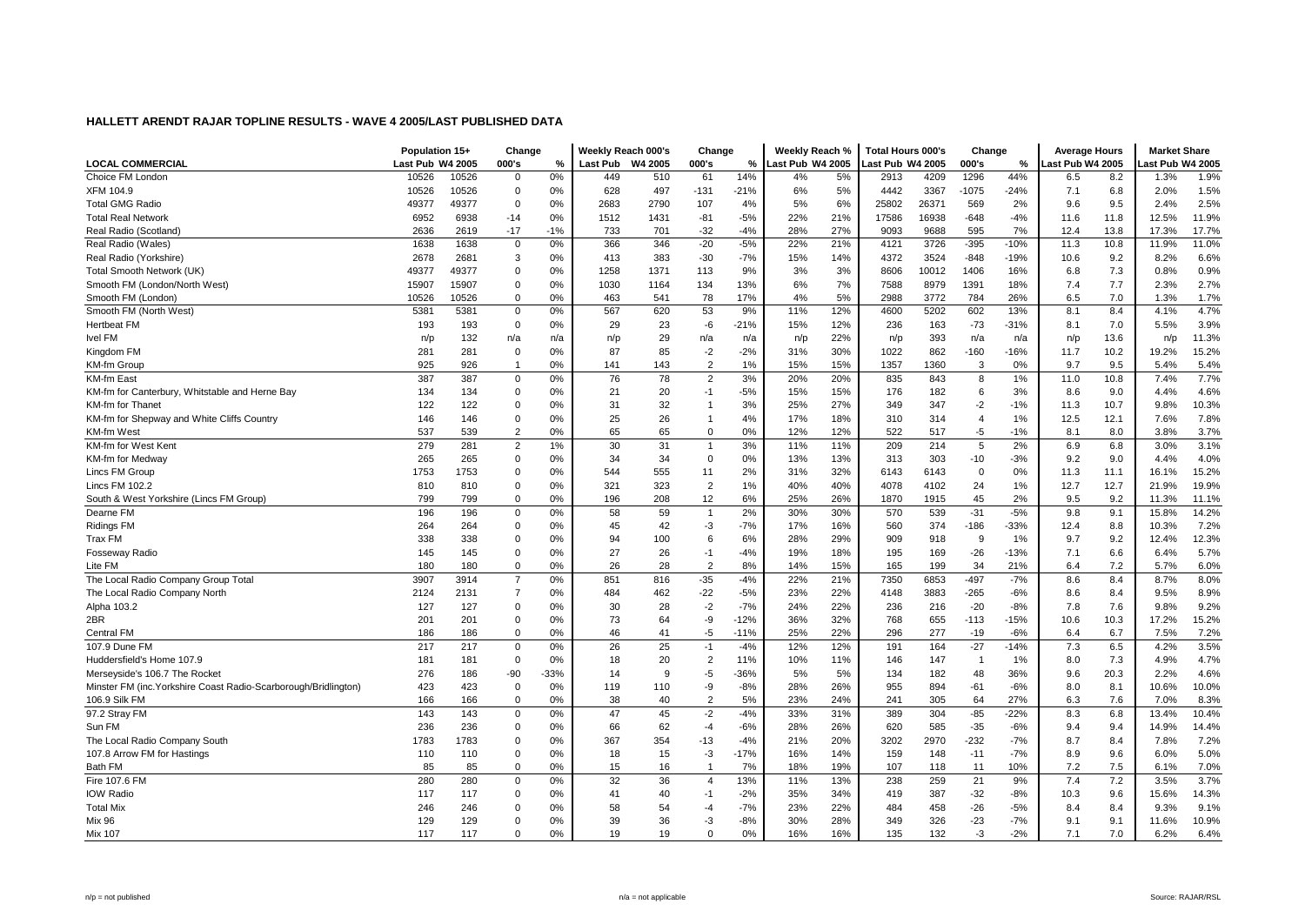# HALLETT ARENDT RAJAR TOPLINE RESULTS - WAVE 4 2005/LAST PUBLISHED DATA

| LOCAL COMMERCIAL | Population 15+ | | Change | | Weekly Reach 000's | | Change | | Weekly Reach % | | Total Hours 000's | | Change | | Average Hours | | Market Share | |
|---|---|---|---|---|---|---|---|---|---|---|---|---|---|---|---|---|---|---|
| | Last Pub | W4 2005 | 000's | % | Last Pub | W4 2005 | 000's | % | Last Pub | W4 2005 | Last Pub | W4 2005 | 000's | % | Last Pub | W4 2005 | Last Pub | W4 2005 |
| Choice FM London | 10526 | 10526 | 0 | 0% | 449 | 510 | 61 | 14% | 4% | 5% | 2913 | 4209 | 1296 | 44% | 6.5 | 8.2 | 1.3% | 1.9% |
| XFM 104.9 | 10526 | 10526 | 0 | 0% | 628 | 497 | -131 | -21% | 6% | 5% | 4442 | 3367 | -1075 | -24% | 7.1 | 6.8 | 2.0% | 1.5% |
| Total GMG Radio | 49377 | 49377 | 0 | 0% | 2683 | 2790 | 107 | 4% | 5% | 6% | 25802 | 26371 | 569 | 2% | 9.6 | 9.5 | 2.4% | 2.5% |
| Total Real Network | 6952 | 6938 | -14 | 0% | 1512 | 1431 | -81 | -5% | 22% | 21% | 17586 | 16938 | -648 | -4% | 11.6 | 11.8 | 12.5% | 11.9% |
| Real Radio (Scotland) | 2636 | 2619 | -17 | -1% | 733 | 701 | -32 | -4% | 28% | 27% | 9093 | 9688 | 595 | 7% | 12.4 | 13.8 | 17.3% | 17.7% |
| Real Radio (Wales) | 1638 | 1638 | 0 | 0% | 366 | 346 | -20 | -5% | 22% | 21% | 4121 | 3726 | -395 | -10% | 11.3 | 10.8 | 11.9% | 11.0% |
| Real Radio (Yorkshire) | 2678 | 2681 | 3 | 0% | 413 | 383 | -30 | -7% | 15% | 14% | 4372 | 3524 | -848 | -19% | 10.6 | 9.2 | 8.2% | 6.6% |
| Total Smooth Network (UK) | 49377 | 49377 | 0 | 0% | 1258 | 1371 | 113 | 9% | 3% | 3% | 8606 | 10012 | 1406 | 16% | 6.8 | 7.3 | 0.8% | 0.9% |
| Smooth FM (London/North West) | 15907 | 15907 | 0 | 0% | 1030 | 1164 | 134 | 13% | 6% | 7% | 7588 | 8979 | 1391 | 18% | 7.4 | 7.7 | 2.3% | 2.7% |
| Smooth FM (London) | 10526 | 10526 | 0 | 0% | 463 | 541 | 78 | 17% | 4% | 5% | 2988 | 3772 | 784 | 26% | 6.5 | 7.0 | 1.3% | 1.7% |
| Smooth FM (North West) | 5381 | 5381 | 0 | 0% | 567 | 620 | 53 | 9% | 11% | 12% | 4600 | 5202 | 602 | 13% | 8.1 | 8.4 | 4.1% | 4.7% |
| Hertbeat FM | 193 | 193 | 0 | 0% | 29 | 23 | -6 | -21% | 15% | 12% | 236 | 163 | -73 | -31% | 8.1 | 7.0 | 5.5% | 3.9% |
| Ivel FM | n/p | 132 | n/a | n/a | n/p | 29 | n/a | n/a | n/p | 22% | n/p | 393 | n/a | n/a | n/p | 13.6 | n/p | 11.3% |
| Kingdom FM | 281 | 281 | 0 | 0% | 87 | 85 | -2 | -2% | 31% | 30% | 1022 | 862 | -160 | -16% | 11.7 | 10.2 | 19.2% | 15.2% |
| KM-fm Group | 925 | 926 | 1 | 0% | 141 | 143 | 2 | 1% | 15% | 15% | 1357 | 1360 | 3 | 0% | 9.7 | 9.5 | 5.4% | 5.4% |
| KM-fm East | 387 | 387 | 0 | 0% | 76 | 78 | 2 | 3% | 20% | 20% | 835 | 843 | 8 | 1% | 11.0 | 10.8 | 7.4% | 7.7% |
| KM-fm for Canterbury, Whitstable and Herne Bay | 134 | 134 | 0 | 0% | 21 | 20 | -1 | -5% | 15% | 15% | 176 | 182 | 6 | 3% | 8.6 | 9.0 | 4.4% | 4.6% |
| KM-fm for Thanet | 122 | 122 | 0 | 0% | 31 | 32 | 1 | 3% | 25% | 27% | 349 | 347 | -2 | -1% | 11.3 | 10.7 | 9.8% | 10.3% |
| KM-fm for Shepway and White Cliffs Country | 146 | 146 | 0 | 0% | 25 | 26 | 1 | 4% | 17% | 18% | 310 | 314 | 4 | 1% | 12.5 | 12.1 | 7.6% | 7.8% |
| KM-fm West | 537 | 539 | 2 | 0% | 65 | 65 | 0 | 0% | 12% | 12% | 522 | 517 | -5 | -1% | 8.1 | 8.0 | 3.8% | 3.7% |
| KM-fm for West Kent | 279 | 281 | 2 | 1% | 30 | 31 | 1 | 3% | 11% | 11% | 209 | 214 | 5 | 2% | 6.9 | 6.8 | 3.0% | 3.1% |
| KM-fm for Medway | 265 | 265 | 0 | 0% | 34 | 34 | 0 | 0% | 13% | 13% | 313 | 303 | -10 | -3% | 9.2 | 9.0 | 4.4% | 4.0% |
| Lincs FM Group | 1753 | 1753 | 0 | 0% | 544 | 555 | 11 | 2% | 31% | 32% | 6143 | 6143 | 0 | 0% | 11.3 | 11.1 | 16.1% | 15.2% |
| Lincs FM 102.2 | 810 | 810 | 0 | 0% | 321 | 323 | 2 | 1% | 40% | 40% | 4078 | 4102 | 24 | 1% | 12.7 | 12.7 | 21.9% | 19.9% |
| South & West Yorkshire (Lincs FM Group) | 799 | 799 | 0 | 0% | 196 | 208 | 12 | 6% | 25% | 26% | 1870 | 1915 | 45 | 2% | 9.5 | 9.2 | 11.3% | 11.1% |
| Dearne FM | 196 | 196 | 0 | 0% | 58 | 59 | 1 | 2% | 30% | 30% | 570 | 539 | -31 | -5% | 9.8 | 9.1 | 15.8% | 14.2% |
| Ridings FM | 264 | 264 | 0 | 0% | 45 | 42 | -3 | -7% | 17% | 16% | 560 | 374 | -186 | -33% | 12.4 | 8.8 | 10.3% | 7.2% |
| Trax FM | 338 | 338 | 0 | 0% | 94 | 100 | 6 | 6% | 28% | 29% | 909 | 918 | 9 | 1% | 9.7 | 9.2 | 12.4% | 12.3% |
| Fosseway Radio | 145 | 145 | 0 | 0% | 27 | 26 | -1 | -4% | 19% | 18% | 195 | 169 | -26 | -13% | 7.1 | 6.6 | 6.4% | 5.7% |
| Lite FM | 180 | 180 | 0 | 0% | 26 | 28 | 2 | 8% | 14% | 15% | 165 | 199 | 34 | 21% | 6.4 | 7.2 | 5.7% | 6.0% |
| The Local Radio Company Group Total | 3907 | 3914 | 7 | 0% | 851 | 816 | -35 | -4% | 22% | 21% | 7350 | 6853 | -497 | -7% | 8.6 | 8.4 | 8.7% | 8.0% |
| The Local Radio Company North | 2124 | 2131 | 7 | 0% | 484 | 462 | -22 | -5% | 23% | 22% | 4148 | 3883 | -265 | -6% | 8.6 | 8.4 | 9.5% | 8.9% |
| Alpha 103.2 | 127 | 127 | 0 | 0% | 30 | 28 | -2 | -7% | 24% | 22% | 236 | 216 | -20 | -8% | 7.8 | 7.6 | 9.8% | 9.2% |
| 2BR | 201 | 201 | 0 | 0% | 73 | 64 | -9 | -12% | 36% | 32% | 768 | 655 | -113 | -15% | 10.6 | 10.3 | 17.2% | 15.2% |
| Central FM | 186 | 186 | 0 | 0% | 46 | 41 | -5 | -11% | 25% | 22% | 296 | 277 | -19 | -6% | 6.4 | 6.7 | 7.5% | 7.2% |
| 107.9 Dune FM | 217 | 217 | 0 | 0% | 26 | 25 | -1 | -4% | 12% | 12% | 191 | 164 | -27 | -14% | 7.3 | 6.5 | 4.2% | 3.5% |
| Huddersfield's Home 107.9 | 181 | 181 | 0 | 0% | 18 | 20 | 2 | 11% | 10% | 11% | 146 | 147 | 1 | 1% | 8.0 | 7.3 | 4.9% | 4.7% |
| Merseyside's 106.7 The Rocket | 276 | 186 | -90 | -33% | 14 | 9 | -5 | -36% | 5% | 5% | 134 | 182 | 48 | 36% | 9.6 | 20.3 | 2.2% | 4.6% |
| Minster FM (inc.Yorkshire Coast Radio-Scarborough/Bridlington) | 423 | 423 | 0 | 0% | 119 | 110 | -9 | -8% | 28% | 26% | 955 | 894 | -61 | -6% | 8.0 | 8.1 | 10.6% | 10.0% |
| 106.9 Silk FM | 166 | 166 | 0 | 0% | 38 | 40 | 2 | 5% | 23% | 24% | 241 | 305 | 64 | 27% | 6.3 | 7.6 | 7.0% | 8.3% |
| 97.2 Stray FM | 143 | 143 | 0 | 0% | 47 | 45 | -2 | -4% | 33% | 31% | 389 | 304 | -85 | -22% | 8.3 | 6.8 | 13.4% | 10.4% |
| Sun FM | 236 | 236 | 0 | 0% | 66 | 62 | -4 | -6% | 28% | 26% | 620 | 585 | -35 | -6% | 9.4 | 9.4 | 14.9% | 14.4% |
| The Local Radio Company South | 1783 | 1783 | 0 | 0% | 367 | 354 | -13 | -4% | 21% | 20% | 3202 | 2970 | -232 | -7% | 8.7 | 8.4 | 7.8% | 7.2% |
| 107.8 Arrow FM for Hastings | 110 | 110 | 0 | 0% | 18 | 15 | -3 | -17% | 16% | 14% | 159 | 148 | -11 | -7% | 8.9 | 9.6 | 6.0% | 5.0% |
| Bath FM | 85 | 85 | 0 | 0% | 15 | 16 | 1 | 7% | 18% | 19% | 107 | 118 | 11 | 10% | 7.2 | 7.5 | 6.1% | 7.0% |
| Fire 107.6 FM | 280 | 280 | 0 | 0% | 32 | 36 | 4 | 13% | 11% | 13% | 238 | 259 | 21 | 9% | 7.4 | 7.2 | 3.5% | 3.7% |
| IOW Radio | 117 | 117 | 0 | 0% | 41 | 40 | -1 | -2% | 35% | 34% | 419 | 387 | -32 | -8% | 10.3 | 9.6 | 15.6% | 14.3% |
| The Total Mix | 246 | 246 | 0 | 0% | 58 | 54 | -4 | -7% | 23% | 22% | 484 | 458 | -26 | -5% | 8.4 | 8.4 | 9.3% | 9.1% |
| Mix 96 | 129 | 129 | 0 | 0% | 39 | 36 | -3 | -8% | 30% | 28% | 349 | 326 | -23 | -7% | 9.1 | 9.1 | 11.6% | 10.9% |
| Mix 107 | 117 | 117 | 0 | 0% | 19 | 19 | 0 | 0% | 16% | 16% | 135 | 132 | -3 | -2% | 7.1 | 7.0 | 6.2% | 6.4% |

n/p = not published  n/a = not applicable  Source: RAJAR/RSL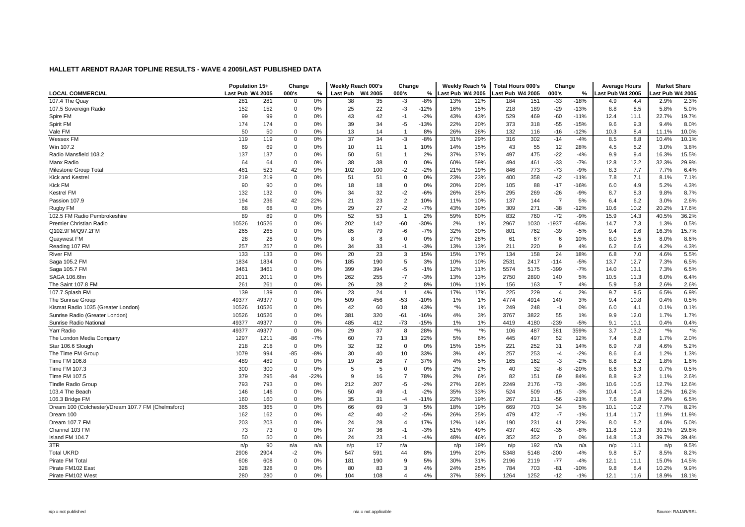## HALLETT ARENDT RAJAR TOPLINE RESULTS - WAVE 4 2005/LAST PUBLISHED DATA

| LOCAL COMMERCIAL | Population 15+ | | Change | | Weekly Reach 000's | | Change | | Weekly Reach % | | Total Hours 000's | | Change | | Average Hours | | Market Share | |
|---|---|---|---|---|---|---|---|---|---|---|---|---|---|---|---|---|---|---|
| | Last Pub | W4 2005 | 000's | % | Last Pub | W4 2005 | 000's | % | Last Pub | W4 2005 | Last Pub | W4 2005 | 000's | % | Last Pub | W4 2005 | Last Pub | W4 2005 |
| 107.4 The Quay | 281 | 281 | 0 | 0% | 38 | 35 | -3 | -8% | 13% | 12% | 184 | 151 | -33 | -18% | 4.9 | 4.4 | 2.9% | 2.3% |
| 107.5 Sovereign Radio | 152 | 152 | 0 | 0% | 25 | 22 | -3 | -12% | 16% | 15% | 218 | 189 | -29 | -13% | 8.8 | 8.5 | 5.8% | 5.0% |
| Spire FM | 99 | 99 | 0 | 0% | 43 | 42 | -1 | -2% | 43% | 43% | 529 | 469 | -60 | -11% | 12.4 | 11.1 | 22.7% | 19.7% |
| Spirit FM | 174 | 174 | 0 | 0% | 39 | 34 | -5 | -13% | 22% | 20% | 373 | 318 | -55 | -15% | 9.6 | 9.3 | 9.4% | 8.0% |
| Vale FM | 50 | 50 | 0 | 0% | 13 | 14 | 1 | 8% | 26% | 28% | 132 | 116 | -16 | -12% | 10.3 | 8.4 | 11.1% | 10.0% |
| Wessex FM | 119 | 119 | 0 | 0% | 37 | 34 | -3 | -8% | 31% | 29% | 316 | 302 | -14 | -4% | 8.5 | 8.8 | 10.4% | 10.1% |
| Win 107.2 | 69 | 69 | 0 | 0% | 10 | 11 | 1 | 10% | 14% | 15% | 43 | 55 | 12 | 28% | 4.5 | 5.2 | 3.0% | 3.8% |
| Radio Mansfield 103.2 | 137 | 137 | 0 | 0% | 50 | 51 | 1 | 2% | 37% | 37% | 497 | 475 | -22 | -4% | 9.9 | 9.4 | 16.3% | 15.5% |
| Manx Radio | 64 | 64 | 0 | 0% | 38 | 38 | 0 | 0% | 60% | 59% | 494 | 461 | -33 | -7% | 12.8 | 12.2 | 32.3% | 29.9% |
| Milestone Group Total | 481 | 523 | 42 | 9% | 102 | 100 | -2 | -2% | 21% | 19% | 846 | 773 | -73 | -9% | 8.3 | 7.7 | 7.7% | 6.4% |
| Kick and Kestrel | 219 | 219 | 0 | 0% | 51 | 51 | 0 | 0% | 23% | 23% | 400 | 358 | -42 | -11% | 7.8 | 7.1 | 8.1% | 7.1% |
| Kick FM | 90 | 90 | 0 | 0% | 18 | 18 | 0 | 0% | 20% | 20% | 105 | 88 | -17 | -16% | 6.0 | 4.9 | 5.2% | 4.3% |
| Kestrel FM | 132 | 132 | 0 | 0% | 34 | 32 | -2 | -6% | 26% | 25% | 295 | 269 | -26 | -9% | 8.7 | 8.3 | 9.8% | 8.7% |
| Passion 107.9 | 194 | 236 | 42 | 22% | 21 | 23 | 2 | 10% | 11% | 10% | 137 | 144 | 7 | 5% | 6.4 | 6.2 | 3.0% | 2.6% |
| Rugby FM | 68 | 68 | 0 | 0% | 29 | 27 | -2 | -7% | 43% | 39% | 309 | 271 | -38 | -12% | 10.6 | 10.2 | 20.2% | 17.6% |
| 102.5 FM Radio Pembrokeshire | 89 | 89 | 0 | 0% | 52 | 53 | 1 | 2% | 59% | 60% | 832 | 760 | -72 | -9% | 15.9 | 14.3 | 40.5% | 36.2% |
| Premier Christian Radio | 10526 | 10526 | 0 | 0% | 202 | 142 | -60 | -30% | 2% | 1% | 2967 | 1030 | -1937 | -65% | 14.7 | 7.3 | 1.3% | 0.5% |
| Q102.9FM/Q97.2FM | 265 | 265 | 0 | 0% | 85 | 79 | -6 | -7% | 32% | 30% | 801 | 762 | -39 | -5% | 9.4 | 9.6 | 16.3% | 15.7% |
| Quaywest FM | 28 | 28 | 0 | 0% | 8 | 8 | 0 | 0% | 27% | 28% | 61 | 67 | 6 | 10% | 8.0 | 8.5 | 8.0% | 8.6% |
| Reading 107 FM | 257 | 257 | 0 | 0% | 34 | 33 | -1 | -3% | 13% | 13% | 211 | 220 | 9 | 4% | 6.2 | 6.6 | 4.2% | 4.3% |
| River FM | 133 | 133 | 0 | 0% | 20 | 23 | 3 | 15% | 15% | 17% | 134 | 158 | 24 | 18% | 6.8 | 7.0 | 4.6% | 5.5% |
| Saga 105.2 FM | 1834 | 1834 | 0 | 0% | 185 | 190 | 5 | 3% | 10% | 10% | 2531 | 2417 | -114 | -5% | 13.7 | 12.7 | 7.3% | 6.5% |
| Saga 105.7 FM | 3461 | 3461 | 0 | 0% | 399 | 394 | -5 | -1% | 12% | 11% | 5574 | 5175 | -399 | -7% | 14.0 | 13.1 | 7.3% | 6.5% |
| SAGA 106.6fm | 2011 | 2011 | 0 | 0% | 262 | 255 | -7 | -3% | 13% | 13% | 2750 | 2890 | 140 | 5% | 10.5 | 11.3 | 6.0% | 6.4% |
| The Saint 107.8 FM | 261 | 261 | 0 | 0% | 26 | 28 | 2 | 8% | 10% | 11% | 156 | 163 | 7 | 4% | 5.9 | 5.8 | 2.6% | 2.6% |
| 107.7 Splash FM | 139 | 139 | 0 | 0% | 23 | 24 | 1 | 4% | 17% | 17% | 225 | 229 | 4 | 2% | 9.7 | 9.5 | 6.5% | 6.9% |
| The Sunrise Group | 49377 | 49377 | 0 | 0% | 509 | 456 | -53 | -10% | 1% | 1% | 4774 | 4914 | 140 | 3% | 9.4 | 10.8 | 0.4% | 0.5% |
| Kismat Radio 1035 (Greater London) | 10526 | 10526 | 0 | 0% | 42 | 60 | 18 | 43% | *% | 1% | 249 | 248 | -1 | 0% | 6.0 | 4.1 | 0.1% | 0.1% |
| Sunrise Radio (Greater London) | 10526 | 10526 | 0 | 0% | 381 | 320 | -61 | -16% | 4% | 3% | 3767 | 3822 | 55 | 1% | 9.9 | 12.0 | 1.7% | 1.7% |
| Sunrise Radio National | 49377 | 49377 | 0 | 0% | 485 | 412 | -73 | -15% | 1% | 1% | 4419 | 4180 | -239 | -5% | 9.1 | 10.1 | 0.4% | 0.4% |
| Yarr Radio | 49377 | 49377 | 0 | 0% | 29 | 37 | 8 | 28% | *% | *% | 106 | 487 | 381 | 359% | 3.7 | 13.2 | *% | *% |
| The London Media Company | 1297 | 1211 | -86 | -7% | 60 | 73 | 13 | 22% | 5% | 6% | 445 | 497 | 52 | 12% | 7.4 | 6.8 | 1.7% | 2.0% |
| Star 106.6 Slough | 218 | 218 | 0 | 0% | 32 | 32 | 0 | 0% | 15% | 15% | 221 | 252 | 31 | 14% | 6.9 | 7.8 | 4.6% | 5.2% |
| The Time FM Group | 1079 | 994 | -85 | -8% | 30 | 40 | 10 | 33% | 3% | 4% | 257 | 253 | -4 | -2% | 8.6 | 6.4 | 1.2% | 1.3% |
| Time FM 106.8 | 489 | 489 | 0 | 0% | 19 | 26 | 7 | 37% | 4% | 5% | 165 | 162 | -3 | -2% | 8.8 | 6.2 | 1.8% | 1.6% |
| Time FM 107.3 | 300 | 300 | 0 | 0% | 5 | 5 | 0 | 0% | 2% | 2% | 40 | 32 | -8 | -20% | 8.6 | 6.3 | 0.7% | 0.5% |
| Time FM 107.5 | 379 | 295 | -84 | -22% | 9 | 16 | 7 | 78% | 2% | 6% | 82 | 151 | 69 | 84% | 8.8 | 9.2 | 1.1% | 2.6% |
| Tindle Radio Group | 793 | 793 | 0 | 0% | 212 | 207 | -5 | -2% | 27% | 26% | 2249 | 2176 | -73 | -3% | 10.6 | 10.5 | 12.7% | 12.6% |
| 103.4 The Beach | 146 | 146 | 0 | 0% | 50 | 49 | -1 | -2% | 35% | 33% | 524 | 509 | -15 | -3% | 10.4 | 10.4 | 16.2% | 16.2% |
| 106.3 Bridge FM | 160 | 160 | 0 | 0% | 35 | 31 | -4 | -11% | 22% | 19% | 267 | 211 | -56 | -21% | 7.6 | 6.8 | 7.9% | 6.5% |
| Dream 100 (Colchester)/Dream 107.7 FM (Chelmsford) | 365 | 365 | 0 | 0% | 66 | 69 | 3 | 5% | 18% | 19% | 669 | 703 | 34 | 5% | 10.1 | 10.2 | 7.7% | 8.2% |
| Dream 100 | 162 | 162 | 0 | 0% | 42 | 40 | -2 | -5% | 26% | 25% | 479 | 472 | -7 | -1% | 11.4 | 11.7 | 11.9% | 11.9% |
| Dream 107.7 FM | 203 | 203 | 0 | 0% | 24 | 28 | 4 | 17% | 12% | 14% | 190 | 231 | 41 | 22% | 8.0 | 8.2 | 4.0% | 5.0% |
| Channel 103 FM | 73 | 73 | 0 | 0% | 37 | 36 | -1 | -3% | 51% | 49% | 437 | 402 | -35 | -8% | 11.8 | 11.3 | 30.1% | 29.6% |
| Island FM 104.7 | 50 | 50 | 0 | 0% | 24 | 23 | -1 | -4% | 48% | 46% | 352 | 352 | 0 | 0% | 14.8 | 15.3 | 39.7% | 39.4% |
| 3TR | n/p | 90 | n/a | n/a | n/p | 17 | n/a | | n/p | 19% | n/p | 192 | n/a | n/a | n/p | 11.1 | n/p | 9.5% |
| Total UKRD | 2906 | 2904 | -2 | 0% | 547 | 591 | 44 | 8% | 19% | 20% | 5348 | 5148 | -200 | -4% | 9.8 | 8.7 | 8.5% | 8.2% |
| Pirate FM Total | 608 | 608 | 0 | 0% | 181 | 190 | 9 | 5% | 30% | 31% | 2196 | 2119 | -77 | -4% | 12.1 | 11.1 | 15.0% | 14.5% |
| Pirate FM102 East | 328 | 328 | 0 | 0% | 80 | 83 | 3 | 4% | 24% | 25% | 784 | 703 | -81 | -10% | 9.8 | 8.4 | 10.2% | 9.9% |
| Pirate FM102 West | 280 | 280 | 0 | 0% | 104 | 108 | 4 | 4% | 37% | 38% | 1264 | 1252 | -12 | -1% | 12.1 | 11.6 | 18.9% | 18.1% |

n/p = not published    n/a = not applicable    Source: RAJAR/RSL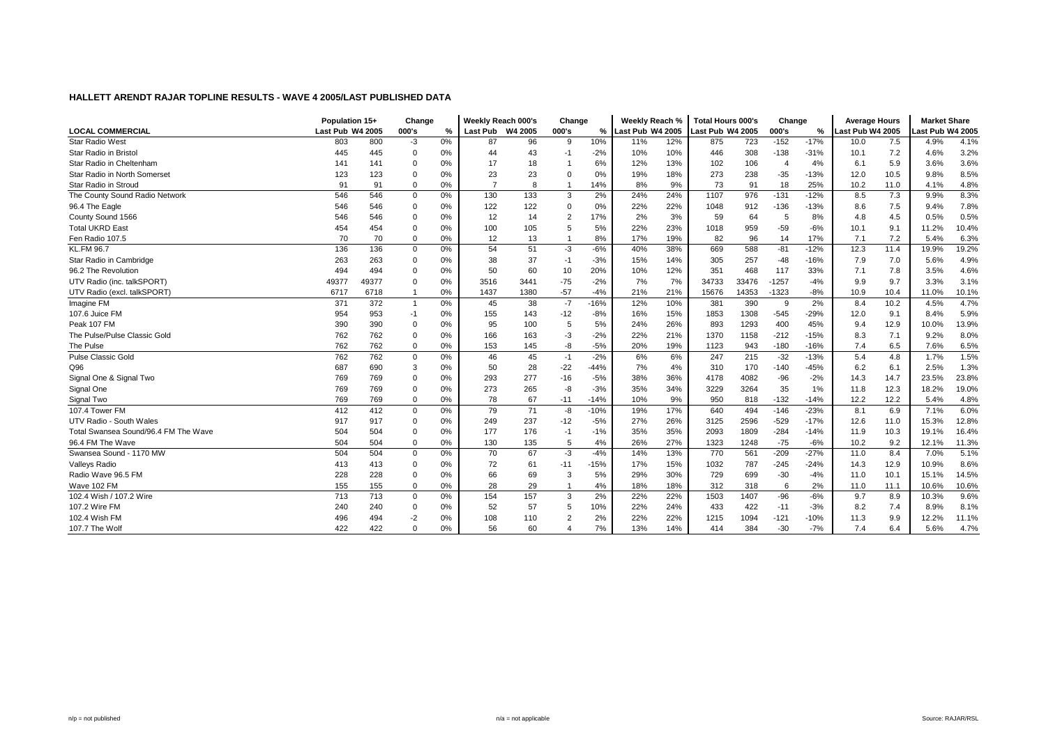## HALLETT ARENDT RAJAR TOPLINE RESULTS - WAVE 4 2005/LAST PUBLISHED DATA

| | Population 15+ | | Change | | Weekly Reach 000's | | Change | | Weekly Reach % | | Total Hours 000's | | Change | | Average Hours | | Market Share | |
|---|---|---|---|---|---|---|---|---|---|---|---|---|---|---|---|---|---|---|
| **LOCAL COMMERCIAL** | Last Pub | W4 2005 | 000's | % | Last Pub | W4 2005 | 000's | % | Last Pub | W4 2005 | Last Pub | W4 2005 | 000's | % | Last Pub | W4 2005 | Last Pub | W4 2005 |
| Star Radio West | 803 | 800 | -3 | 0% | 87 | 96 | 9 | 10% | 11% | 12% | 875 | 723 | -152 | -17% | 10.0 | 7.5 | 4.9% | 4.1% |
| Star Radio in Bristol | 445 | 445 | 0 | 0% | 44 | 43 | -1 | -2% | 10% | 10% | 446 | 308 | -138 | -31% | 10.1 | 7.2 | 4.6% | 3.2% |
| Star Radio in Cheltenham | 141 | 141 | 0 | 0% | 17 | 18 | 1 | 6% | 12% | 13% | 102 | 106 | 4 | 4% | 6.1 | 5.9 | 3.6% | 3.6% |
| Star Radio in North Somerset | 123 | 123 | 0 | 0% | 23 | 23 | 0 | 0% | 19% | 18% | 273 | 238 | -35 | -13% | 12.0 | 10.5 | 9.8% | 8.5% |
| Star Radio in Stroud | 91 | 91 | 0 | 0% | 7 | 8 | 1 | 14% | 8% | 9% | 73 | 91 | 18 | 25% | 10.2 | 11.0 | 4.1% | 4.8% |
| The County Sound Radio Network | 546 | 546 | 0 | 0% | 130 | 133 | 3 | 2% | 24% | 24% | 1107 | 976 | -131 | -12% | 8.5 | 7.3 | 9.9% | 8.3% |
| 96.4 The Eagle | 546 | 546 | 0 | 0% | 122 | 122 | 0 | 0% | 22% | 22% | 1048 | 912 | -136 | -13% | 8.6 | 7.5 | 9.4% | 7.8% |
| County Sound 1566 | 546 | 546 | 0 | 0% | 12 | 14 | 2 | 17% | 2% | 3% | 59 | 64 | 5 | 8% | 4.8 | 4.5 | 0.5% | 0.5% |
| Total UKRD East | 454 | 454 | 0 | 0% | 100 | 105 | 5 | 5% | 22% | 23% | 1018 | 959 | -59 | -6% | 10.1 | 9.1 | 11.2% | 10.4% |
| Fen Radio 107.5 | 70 | 70 | 0 | 0% | 12 | 13 | 1 | 8% | 17% | 19% | 82 | 96 | 14 | 17% | 7.1 | 7.2 | 5.4% | 6.3% |
| KL.FM 96.7 | 136 | 136 | 0 | 0% | 54 | 51 | -3 | -6% | 40% | 38% | 669 | 588 | -81 | -12% | 12.3 | 11.4 | 19.9% | 19.2% |
| Star Radio in Cambridge | 263 | 263 | 0 | 0% | 38 | 37 | -1 | -3% | 15% | 14% | 305 | 257 | -48 | -16% | 7.9 | 7.0 | 5.6% | 4.9% |
| 96.2 The Revolution | 494 | 494 | 0 | 0% | 50 | 60 | 10 | 20% | 10% | 12% | 351 | 468 | 117 | 33% | 7.1 | 7.8 | 3.5% | 4.6% |
| UTV Radio (inc. talkSPORT) | 49377 | 49377 | 0 | 0% | 3516 | 3441 | -75 | -2% | 7% | 7% | 34733 | 33476 | -1257 | -4% | 9.9 | 9.7 | 3.3% | 3.1% |
| UTV Radio (excl. talkSPORT) | 6717 | 6718 | 1 | 0% | 1437 | 1380 | -57 | -4% | 21% | 21% | 15676 | 14353 | -1323 | -8% | 10.9 | 10.4 | 11.0% | 10.1% |
| Imagine FM | 371 | 372 | 1 | 0% | 45 | 38 | -7 | -16% | 12% | 10% | 381 | 390 | 9 | 2% | 8.4 | 10.2 | 4.5% | 4.7% |
| 107.6 Juice FM | 954 | 953 | -1 | 0% | 155 | 143 | -12 | -8% | 16% | 15% | 1853 | 1308 | -545 | -29% | 12.0 | 9.1 | 8.4% | 5.9% |
| Peak 107 FM | 390 | 390 | 0 | 0% | 95 | 100 | 5 | 5% | 24% | 26% | 893 | 1293 | 400 | 45% | 9.4 | 12.9 | 10.0% | 13.9% |
| The Pulse/Pulse Classic Gold | 762 | 762 | 0 | 0% | 166 | 163 | -3 | -2% | 22% | 21% | 1370 | 1158 | -212 | -15% | 8.3 | 7.1 | 9.2% | 8.0% |
| The Pulse | 762 | 762 | 0 | 0% | 153 | 145 | -8 | -5% | 20% | 19% | 1123 | 943 | -180 | -16% | 7.4 | 6.5 | 7.6% | 6.5% |
| Pulse Classic Gold | 762 | 762 | 0 | 0% | 46 | 45 | -1 | -2% | 6% | 6% | 247 | 215 | -32 | -13% | 5.4 | 4.8 | 1.7% | 1.5% |
| Q96 | 687 | 690 | 3 | 0% | 50 | 28 | -22 | -44% | 7% | 4% | 310 | 170 | -140 | -45% | 6.2 | 6.1 | 2.5% | 1.3% |
| Signal One & Signal Two | 769 | 769 | 0 | 0% | 293 | 277 | -16 | -5% | 38% | 36% | 4178 | 4082 | -96 | -2% | 14.3 | 14.7 | 23.5% | 23.8% |
| Signal One | 769 | 769 | 0 | 0% | 273 | 265 | -8 | -3% | 35% | 34% | 3229 | 3264 | 35 | 1% | 11.8 | 12.3 | 18.2% | 19.0% |
| Signal Two | 769 | 769 | 0 | 0% | 78 | 67 | -11 | -14% | 10% | 9% | 950 | 818 | -132 | -14% | 12.2 | 12.2 | 5.4% | 4.8% |
| 107.4 Tower FM | 412 | 412 | 0 | 0% | 79 | 71 | -8 | -10% | 19% | 17% | 640 | 494 | -146 | -23% | 8.1 | 6.9 | 7.1% | 6.0% |
| UTV Radio - South Wales | 917 | 917 | 0 | 0% | 249 | 237 | -12 | -5% | 27% | 26% | 3125 | 2596 | -529 | -17% | 12.6 | 11.0 | 15.3% | 12.8% |
| Total Swansea Sound/96.4 FM The Wave | 504 | 504 | 0 | 0% | 177 | 176 | -1 | -1% | 35% | 35% | 2093 | 1809 | -284 | -14% | 11.9 | 10.3 | 19.1% | 16.4% |
| 96.4 FM The Wave | 504 | 504 | 0 | 0% | 130 | 135 | 5 | 4% | 26% | 27% | 1323 | 1248 | -75 | -6% | 10.2 | 9.2 | 12.1% | 11.3% |
| Swansea Sound - 1170 MW | 504 | 504 | 0 | 0% | 70 | 67 | -3 | -4% | 14% | 13% | 770 | 561 | -209 | -27% | 11.0 | 8.4 | 7.0% | 5.1% |
| Valleys Radio | 413 | 413 | 0 | 0% | 72 | 61 | -11 | -15% | 17% | 15% | 1032 | 787 | -245 | -24% | 14.3 | 12.9 | 10.9% | 8.6% |
| Radio Wave 96.5 FM | 228 | 228 | 0 | 0% | 66 | 69 | 3 | 5% | 29% | 30% | 729 | 699 | -30 | -4% | 11.0 | 10.1 | 15.1% | 14.5% |
| Wave 102 FM | 155 | 155 | 0 | 0% | 28 | 29 | 1 | 4% | 18% | 18% | 312 | 318 | 6 | 2% | 11.0 | 11.1 | 10.6% | 10.6% |
| 102.4 Wish / 107.2 Wire | 713 | 713 | 0 | 0% | 154 | 157 | 3 | 2% | 22% | 22% | 1503 | 1407 | -96 | -6% | 9.7 | 8.9 | 10.3% | 9.6% |
| 107.2 Wire FM | 240 | 240 | 0 | 0% | 52 | 57 | 5 | 10% | 22% | 24% | 433 | 422 | -11 | -3% | 8.2 | 7.4 | 8.9% | 8.1% |
| 102.4 Wish FM | 496 | 494 | -2 | 0% | 108 | 110 | 2 | 2% | 22% | 22% | 1215 | 1094 | -121 | -10% | 11.3 | 9.9 | 12.2% | 11.1% |
| 107.7 The Wolf | 422 | 422 | 0 | 0% | 56 | 60 | 4 | 7% | 13% | 14% | 414 | 384 | -30 | -7% | 7.4 | 6.4 | 5.6% | 4.7% |

n/p = not published    n/a = not applicable    Source: RAJAR/RSL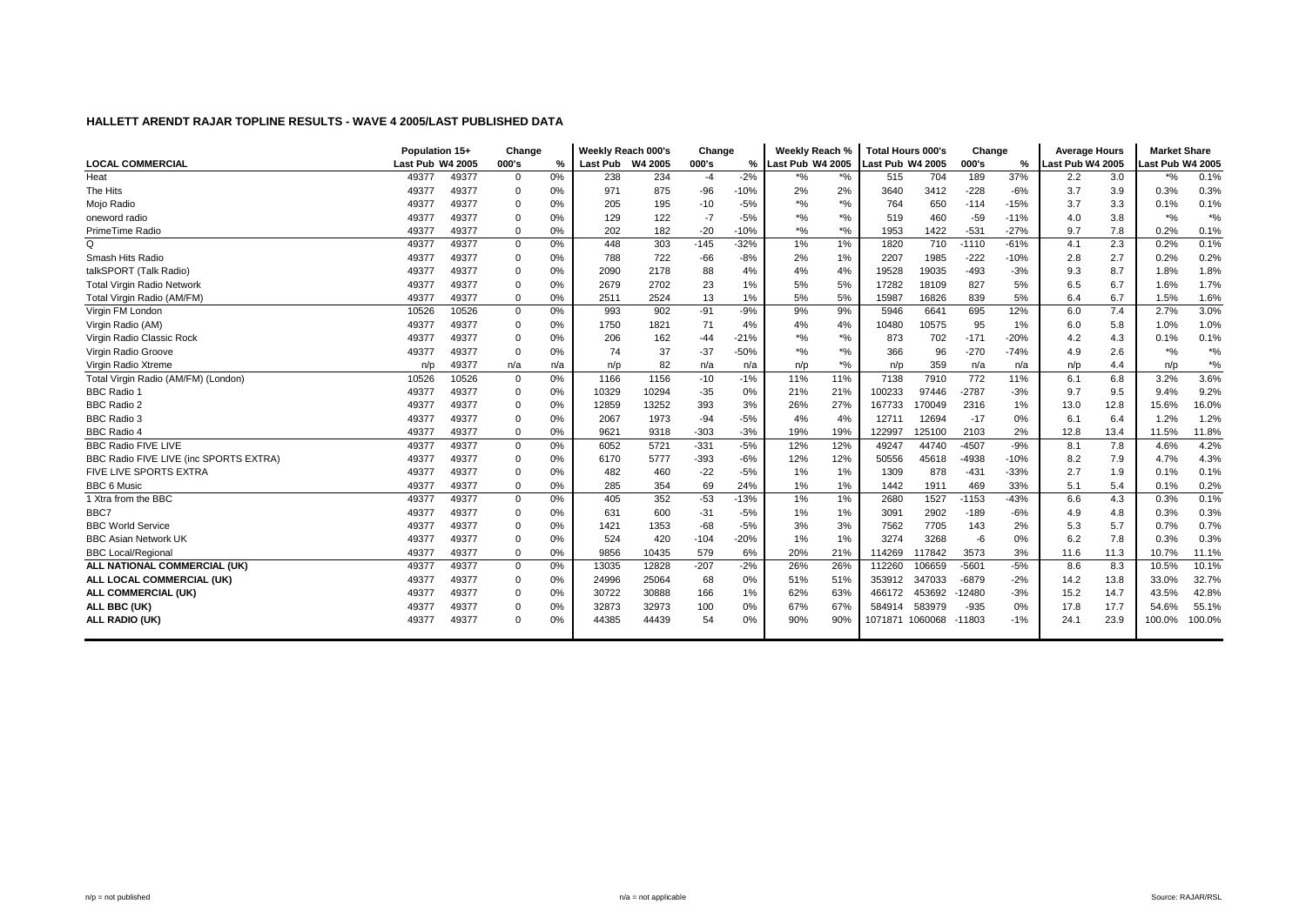## HALLETT ARENDT RAJAR TOPLINE RESULTS - WAVE 4 2005/LAST PUBLISHED DATA

| LOCAL COMMERCIAL | Population 15+ | | Change | | Weekly Reach 000's | | Change | | Weekly Reach % | | Total Hours 000's | | Change | | Average Hours | | Market Share | |
|---|---|---|---|---|---|---|---|---|---|---|---|---|---|---|---|---|---|---|
| | Last Pub | W4 2005 | 000's | % | Last Pub | W4 2005 | 000's | % | Last Pub | W4 2005 | Last Pub | W4 2005 | 000's | % | Last Pub | W4 2005 | Last Pub | W4 2005 |
| Heat | 49377 | 49377 | 0 | 0% | 238 | 234 | -4 | -2% | *% | *% | 515 | 704 | 189 | 37% | 2.2 | 3.0 | *% | 0.1% |
| The Hits | 49377 | 49377 | 0 | 0% | 971 | 875 | -96 | -10% | 2% | 2% | 3640 | 3412 | -228 | -6% | 3.7 | 3.9 | 0.3% | 0.3% |
| Mojo Radio | 49377 | 49377 | 0 | 0% | 205 | 195 | -10 | -5% | *% | *% | 764 | 650 | -114 | -15% | 3.7 | 3.3 | 0.1% | 0.1% |
| oneword radio | 49377 | 49377 | 0 | 0% | 129 | 122 | -7 | -5% | *% | *% | 519 | 460 | -59 | -11% | 4.0 | 3.8 | *% | *% |
| PrimeTime Radio | 49377 | 49377 | 0 | 0% | 202 | 182 | -20 | -10% | *% | *% | 1953 | 1422 | -531 | -27% | 9.7 | 7.8 | 0.2% | 0.1% |
| Q | 49377 | 49377 | 0 | 0% | 448 | 303 | -145 | -32% | 1% | 1% | 1820 | 710 | -1110 | -61% | 4.1 | 2.3 | 0.2% | 0.1% |
| Smash Hits Radio | 49377 | 49377 | 0 | 0% | 788 | 722 | -66 | -8% | 2% | 1% | 2207 | 1985 | -222 | -10% | 2.8 | 2.7 | 0.2% | 0.2% |
| talkSPORT (Talk Radio) | 49377 | 49377 | 0 | 0% | 2090 | 2178 | 88 | 4% | 4% | 4% | 19528 | 19035 | -493 | -3% | 9.3 | 8.7 | 1.8% | 1.8% |
| Total Virgin Radio Network | 49377 | 49377 | 0 | 0% | 2679 | 2702 | 23 | 1% | 5% | 5% | 17282 | 18109 | 827 | 5% | 6.5 | 6.7 | 1.6% | 1.7% |
| Total Virgin Radio (AM/FM) | 49377 | 49377 | 0 | 0% | 2511 | 2524 | 13 | 1% | 5% | 5% | 15987 | 16826 | 839 | 5% | 6.4 | 6.7 | 1.5% | 1.6% |
| Virgin FM London | 10526 | 10526 | 0 | 0% | 993 | 902 | -91 | -9% | 9% | 9% | 5946 | 6641 | 695 | 12% | 6.0 | 7.4 | 2.7% | 3.0% |
| Virgin Radio (AM) | 49377 | 49377 | 0 | 0% | 1750 | 1821 | 71 | 4% | 4% | 4% | 10480 | 10575 | 95 | 1% | 6.0 | 5.8 | 1.0% | 1.0% |
| Virgin Radio Classic Rock | 49377 | 49377 | 0 | 0% | 206 | 162 | -44 | -21% | *% | *% | 873 | 702 | -171 | -20% | 4.2 | 4.3 | 0.1% | 0.1% |
| Virgin Radio Groove | 49377 | 49377 | 0 | 0% | 74 | 37 | -37 | -50% | *% | *% | 366 | 96 | -270 | -74% | 4.9 | 2.6 | *% | *% |
| Virgin Radio Xtreme | n/p | 49377 | n/a | n/a | n/p | 82 | n/a | n/a | n/p | *% | n/p | 359 | n/a | n/a | n/p | 4.4 | n/p | *% |
| Total Virgin Radio (AM/FM) (London) | 10526 | 10526 | 0 | 0% | 1166 | 1156 | -10 | -1% | 11% | 11% | 7138 | 7910 | 772 | 11% | 6.1 | 6.8 | 3.2% | 3.6% |
| BBC Radio 1 | 49377 | 49377 | 0 | 0% | 10329 | 10294 | -35 | 0% | 21% | 21% | 100233 | 97446 | -2787 | -3% | 9.7 | 9.5 | 9.4% | 9.2% |
| BBC Radio 2 | 49377 | 49377 | 0 | 0% | 12859 | 13252 | 393 | 3% | 26% | 27% | 167733 | 170049 | 2316 | 1% | 13.0 | 12.8 | 15.6% | 16.0% |
| BBC Radio 3 | 49377 | 49377 | 0 | 0% | 2067 | 1973 | -94 | -5% | 4% | 4% | 12711 | 12694 | -17 | 0% | 6.1 | 6.4 | 1.2% | 1.2% |
| BBC Radio 4 | 49377 | 49377 | 0 | 0% | 9621 | 9318 | -303 | -3% | 19% | 19% | 122997 | 125100 | 2103 | 2% | 12.8 | 13.4 | 11.5% | 11.8% |
| BBC Radio FIVE LIVE | 49377 | 49377 | 0 | 0% | 6052 | 5721 | -331 | -5% | 12% | 12% | 49247 | 44740 | -4507 | -9% | 8.1 | 7.8 | 4.6% | 4.2% |
| BBC Radio FIVE LIVE (inc SPORTS EXTRA) | 49377 | 49377 | 0 | 0% | 6170 | 5777 | -393 | -6% | 12% | 12% | 50556 | 45618 | -4938 | -10% | 8.2 | 7.9 | 4.7% | 4.3% |
| FIVE LIVE SPORTS EXTRA | 49377 | 49377 | 0 | 0% | 482 | 460 | -22 | -5% | 1% | 1% | 1309 | 878 | -431 | -33% | 2.7 | 1.9 | 0.1% | 0.1% |
| BBC 6 Music | 49377 | 49377 | 0 | 0% | 285 | 354 | 69 | 24% | 1% | 1% | 1442 | 1911 | 469 | 33% | 5.1 | 5.4 | 0.1% | 0.2% |
| 1 Xtra from the BBC | 49377 | 49377 | 0 | 0% | 405 | 352 | -53 | -13% | 1% | 1% | 2680 | 1527 | -1153 | -43% | 6.6 | 4.3 | 0.3% | 0.1% |
| BBC7 | 49377 | 49377 | 0 | 0% | 631 | 600 | -31 | -5% | 1% | 1% | 3091 | 2902 | -189 | -6% | 4.9 | 4.8 | 0.3% | 0.3% |
| BBC World Service | 49377 | 49377 | 0 | 0% | 1421 | 1353 | -68 | -5% | 3% | 3% | 7562 | 7705 | 143 | 2% | 5.3 | 5.7 | 0.7% | 0.7% |
| BBC Asian Network UK | 49377 | 49377 | 0 | 0% | 524 | 420 | -104 | -20% | 1% | 1% | 3274 | 3268 | -6 | 0% | 6.2 | 7.8 | 0.3% | 0.3% |
| BBC Local/Regional | 49377 | 49377 | 0 | 0% | 9856 | 10435 | 579 | 6% | 20% | 21% | 114269 | 117842 | 3573 | 3% | 11.6 | 11.3 | 10.7% | 11.1% |
| **ALL NATIONAL COMMERCIAL (UK)** | 49377 | 49377 | 0 | 0% | 13035 | 12828 | -207 | -2% | 26% | 26% | 112260 | 106659 | -5601 | -5% | 8.6 | 8.3 | 10.5% | 10.1% |
| **ALL LOCAL COMMERCIAL (UK)** | 49377 | 49377 | 0 | 0% | 24996 | 25064 | 68 | 0% | 51% | 51% | 353912 | 347033 | -6879 | -2% | 14.2 | 13.8 | 33.0% | 32.7% |
| **ALL COMMERCIAL (UK)** | 49377 | 49377 | 0 | 0% | 30722 | 30888 | 166 | 1% | 62% | 63% | 466172 | 453692 | -12480 | -3% | 15.2 | 14.7 | 43.5% | 42.8% |
| **ALL BBC (UK)** | 49377 | 49377 | 0 | 0% | 32873 | 32973 | 100 | 0% | 67% | 67% | 584914 | 583979 | -935 | 0% | 17.8 | 17.7 | 54.6% | 55.1% |
| **ALL RADIO (UK)** | 49377 | 49377 | 0 | 0% | 44385 | 44439 | 54 | 0% | 90% | 90% | 1071871 | 1060068 | -11803 | -1% | 24.1 | 23.9 | 100.0% | 100.0% |

n/p = not published

n/a = not applicable

Source: RAJAR/RSL